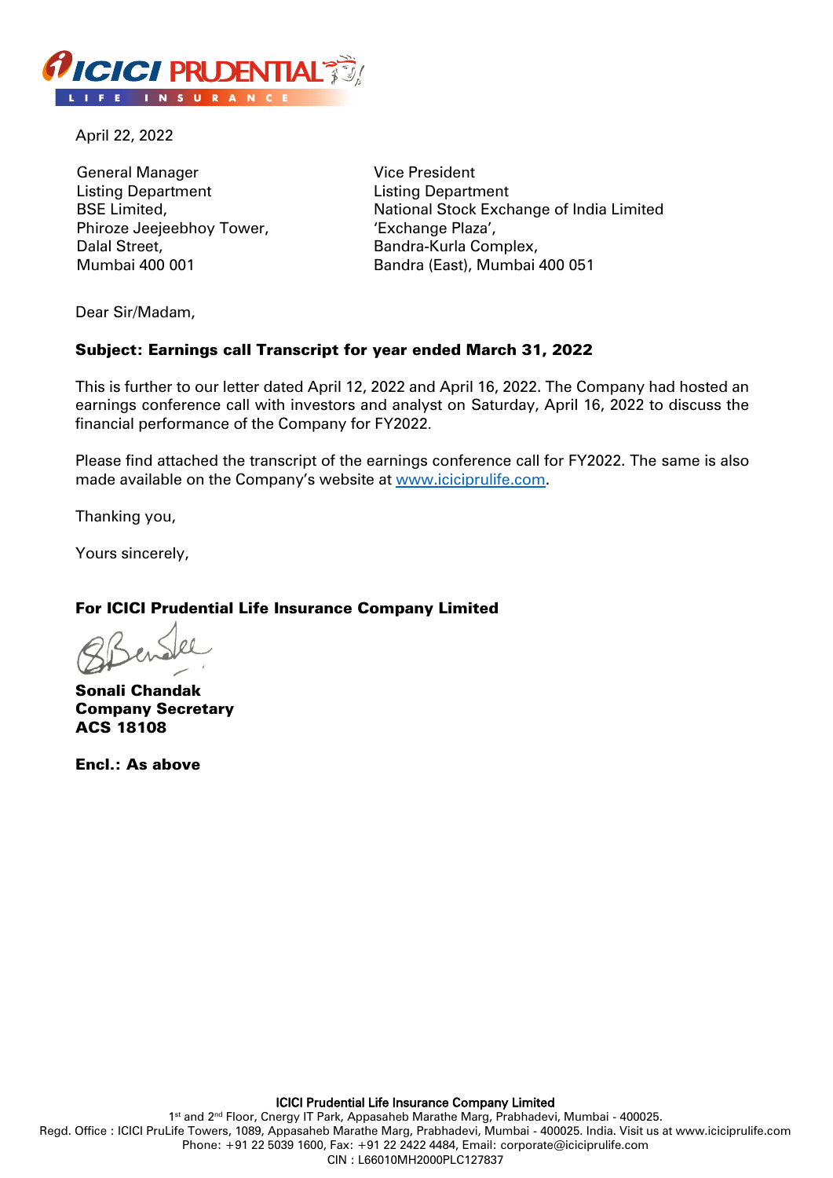April 22, 2022

General Manager
Listing Department
BSE Limited,
Phiroze Jeejeebhoy Tower,
Dalal Street,
Mumbai 400 001

Vice President
Listing Department
National Stock Exchange of India Limited
'Exchange Plaza',
Bandra-Kurla Complex,
Bandra (East), Mumbai 400 051

Dear Sir/Madam,

**Subject: Earnings call Transcript for year ended March 31, 2022**

This is further to our letter dated April 12, 2022 and April 16, 2022. The Company had hosted an earnings conference call with investors and analyst on Saturday, April 16, 2022 to discuss the financial performance of the Company for FY2022.

Please find attached the transcript of the earnings conference call for FY2022. The same is also made available on the Company's website at www.iciciprulife.com.

Thanking you,

Yours sincerely,

**For ICICI Prudential Life Insurance Company Limited**

**Sonali Chandak**
**Company Secretary**
**ACS 18108**

**Encl.: As above**

**ICICI Prudential Life Insurance Company Limited**
1st and 2nd Floor, Cnergy IT Park, Appasaheb Marathe Marg, Prabhadevi, Mumbai - 400025.
Regd. Office : ICICI PruLife Towers, 1089, Appasaheb Marathe Marg, Prabhadevi, Mumbai - 400025. India. Visit us at www.iciciprulife.com
Phone: +91 22 5039 1600, Fax: +91 22 2422 4484, Email: corporate@iciciprulife.com
CIN : L66010MH2000PLC127837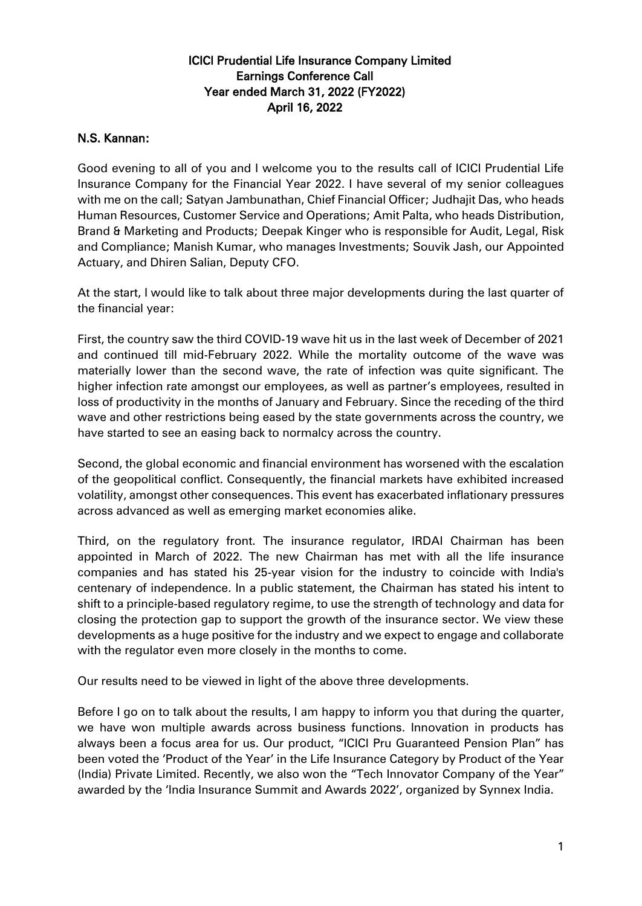# ICICI Prudential Life Insurance Company Limited
## Earnings Conference Call
## Year ended March 31, 2022 (FY2022)
## April 16, 2022

**N.S. Kannan:**

Good evening to all of you and I welcome you to the results call of ICICI Prudential Life Insurance Company for the Financial Year 2022. I have several of my senior colleagues with me on the call; Satyan Jambunathan, Chief Financial Officer; Judhajit Das, who heads Human Resources, Customer Service and Operations; Amit Palta, who heads Distribution, Brand & Marketing and Products; Deepak Kinger who is responsible for Audit, Legal, Risk and Compliance; Manish Kumar, who manages Investments; Souvik Jash, our Appointed Actuary, and Dhiren Salian, Deputy CFO.

At the start, I would like to talk about three major developments during the last quarter of the financial year:

First, the country saw the third COVID-19 wave hit us in the last week of December of 2021 and continued till mid-February 2022. While the mortality outcome of the wave was materially lower than the second wave, the rate of infection was quite significant. The higher infection rate amongst our employees, as well as partner's employees, resulted in loss of productivity in the months of January and February. Since the receding of the third wave and other restrictions being eased by the state governments across the country, we have started to see an easing back to normalcy across the country.

Second, the global economic and financial environment has worsened with the escalation of the geopolitical conflict. Consequently, the financial markets have exhibited increased volatility, amongst other consequences. This event has exacerbated inflationary pressures across advanced as well as emerging market economies alike.

Third, on the regulatory front. The insurance regulator, IRDAI Chairman has been appointed in March of 2022. The new Chairman has met with all the life insurance companies and has stated his 25-year vision for the industry to coincide with India's centenary of independence. In a public statement, the Chairman has stated his intent to shift to a principle-based regulatory regime, to use the strength of technology and data for closing the protection gap to support the growth of the insurance sector. We view these developments as a huge positive for the industry and we expect to engage and collaborate with the regulator even more closely in the months to come.

Our results need to be viewed in light of the above three developments.

Before I go on to talk about the results, I am happy to inform you that during the quarter, we have won multiple awards across business functions. Innovation in products has always been a focus area for us. Our product, "ICICI Pru Guaranteed Pension Plan" has been voted the 'Product of the Year' in the Life Insurance Category by Product of the Year (India) Private Limited. Recently, we also won the "Tech Innovator Company of the Year" awarded by the 'India Insurance Summit and Awards 2022', organized by Synnex India.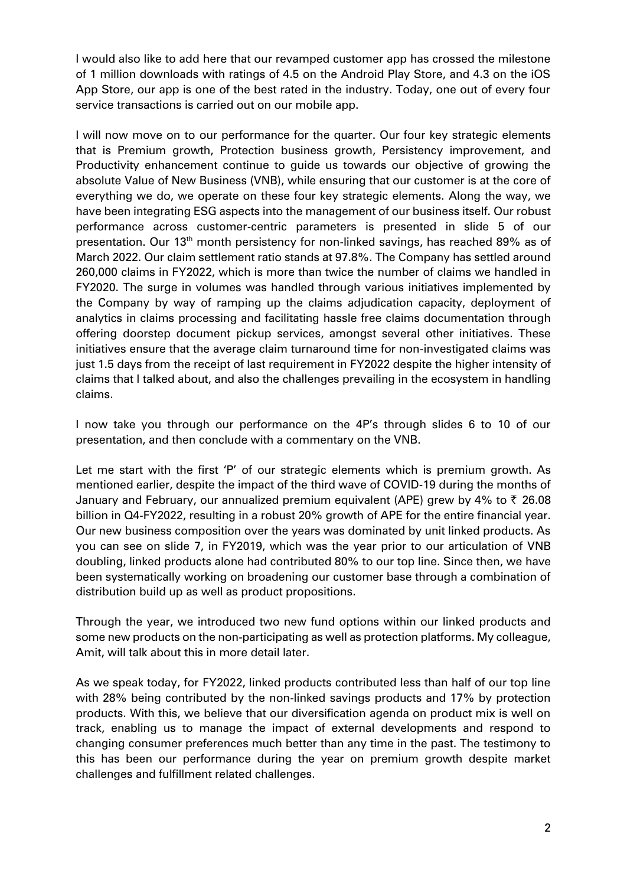I would also like to add here that our revamped customer app has crossed the milestone of 1 million downloads with ratings of 4.5 on the Android Play Store, and 4.3 on the iOS App Store, our app is one of the best rated in the industry. Today, one out of every four service transactions is carried out on our mobile app.

I will now move on to our performance for the quarter. Our four key strategic elements that is Premium growth, Protection business growth, Persistency improvement, and Productivity enhancement continue to guide us towards our objective of growing the absolute Value of New Business (VNB), while ensuring that our customer is at the core of everything we do, we operate on these four key strategic elements. Along the way, we have been integrating ESG aspects into the management of our business itself. Our robust performance across customer-centric parameters is presented in slide 5 of our presentation. Our 13th month persistency for non-linked savings, has reached 89% as of March 2022. Our claim settlement ratio stands at 97.8%. The Company has settled around 260,000 claims in FY2022, which is more than twice the number of claims we handled in FY2020. The surge in volumes was handled through various initiatives implemented by the Company by way of ramping up the claims adjudication capacity, deployment of analytics in claims processing and facilitating hassle free claims documentation through offering doorstep document pickup services, amongst several other initiatives. These initiatives ensure that the average claim turnaround time for non-investigated claims was just 1.5 days from the receipt of last requirement in FY2022 despite the higher intensity of claims that I talked about, and also the challenges prevailing in the ecosystem in handling claims.

I now take you through our performance on the 4P's through slides 6 to 10 of our presentation, and then conclude with a commentary on the VNB.

Let me start with the first 'P' of our strategic elements which is premium growth. As mentioned earlier, despite the impact of the third wave of COVID-19 during the months of January and February, our annualized premium equivalent (APE) grew by 4% to ₹ 26.08 billion in Q4-FY2022, resulting in a robust 20% growth of APE for the entire financial year. Our new business composition over the years was dominated by unit linked products. As you can see on slide 7, in FY2019, which was the year prior to our articulation of VNB doubling, linked products alone had contributed 80% to our top line. Since then, we have been systematically working on broadening our customer base through a combination of distribution build up as well as product propositions.

Through the year, we introduced two new fund options within our linked products and some new products on the non-participating as well as protection platforms. My colleague, Amit, will talk about this in more detail later.

As we speak today, for FY2022, linked products contributed less than half of our top line with 28% being contributed by the non-linked savings products and 17% by protection products. With this, we believe that our diversification agenda on product mix is well on track, enabling us to manage the impact of external developments and respond to changing consumer preferences much better than any time in the past. The testimony to this has been our performance during the year on premium growth despite market challenges and fulfillment related challenges.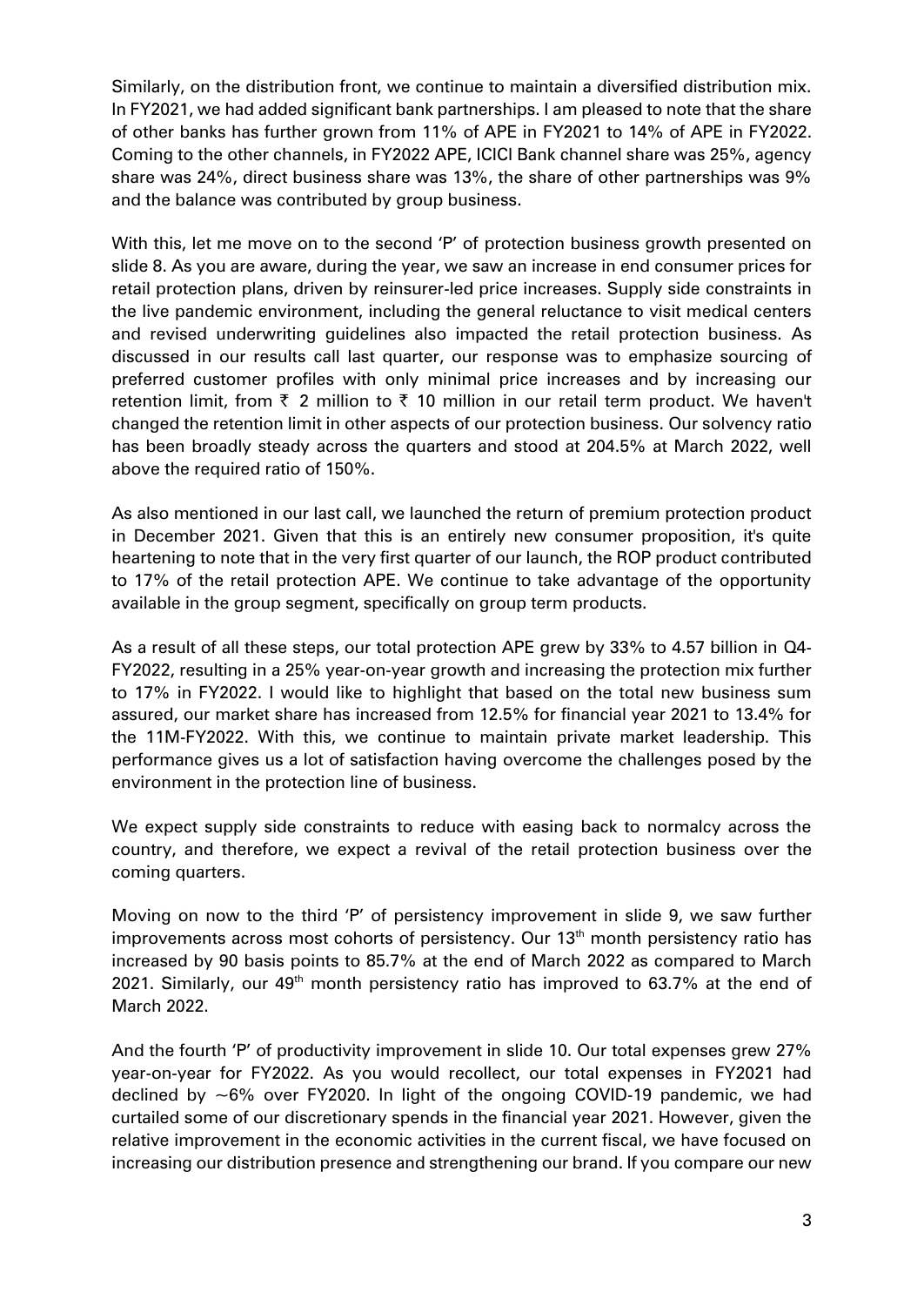Similarly, on the distribution front, we continue to maintain a diversified distribution mix. In FY2021, we had added significant bank partnerships. I am pleased to note that the share of other banks has further grown from 11% of APE in FY2021 to 14% of APE in FY2022. Coming to the other channels, in FY2022 APE, ICICI Bank channel share was 25%, agency share was 24%, direct business share was 13%, the share of other partnerships was 9% and the balance was contributed by group business.

With this, let me move on to the second 'P' of protection business growth presented on slide 8. As you are aware, during the year, we saw an increase in end consumer prices for retail protection plans, driven by reinsurer-led price increases. Supply side constraints in the live pandemic environment, including the general reluctance to visit medical centers and revised underwriting guidelines also impacted the retail protection business. As discussed in our results call last quarter, our response was to emphasize sourcing of preferred customer profiles with only minimal price increases and by increasing our retention limit, from ₹ 2 million to ₹ 10 million in our retail term product. We haven't changed the retention limit in other aspects of our protection business. Our solvency ratio has been broadly steady across the quarters and stood at 204.5% at March 2022, well above the required ratio of 150%.

As also mentioned in our last call, we launched the return of premium protection product in December 2021. Given that this is an entirely new consumer proposition, it's quite heartening to note that in the very first quarter of our launch, the ROP product contributed to 17% of the retail protection APE. We continue to take advantage of the opportunity available in the group segment, specifically on group term products.

As a result of all these steps, our total protection APE grew by 33% to 4.57 billion in Q4-FY2022, resulting in a 25% year-on-year growth and increasing the protection mix further to 17% in FY2022. I would like to highlight that based on the total new business sum assured, our market share has increased from 12.5% for financial year 2021 to 13.4% for the 11M-FY2022. With this, we continue to maintain private market leadership. This performance gives us a lot of satisfaction having overcome the challenges posed by the environment in the protection line of business.

We expect supply side constraints to reduce with easing back to normalcy across the country, and therefore, we expect a revival of the retail protection business over the coming quarters.

Moving on now to the third 'P' of persistency improvement in slide 9, we saw further improvements across most cohorts of persistency. Our 13th month persistency ratio has increased by 90 basis points to 85.7% at the end of March 2022 as compared to March 2021. Similarly, our 49th month persistency ratio has improved to 63.7% at the end of March 2022.

And the fourth 'P' of productivity improvement in slide 10. Our total expenses grew 27% year-on-year for FY2022. As you would recollect, our total expenses in FY2021 had declined by ~6% over FY2020. In light of the ongoing COVID-19 pandemic, we had curtailed some of our discretionary spends in the financial year 2021. However, given the relative improvement in the economic activities in the current fiscal, we have focused on increasing our distribution presence and strengthening our brand. If you compare our new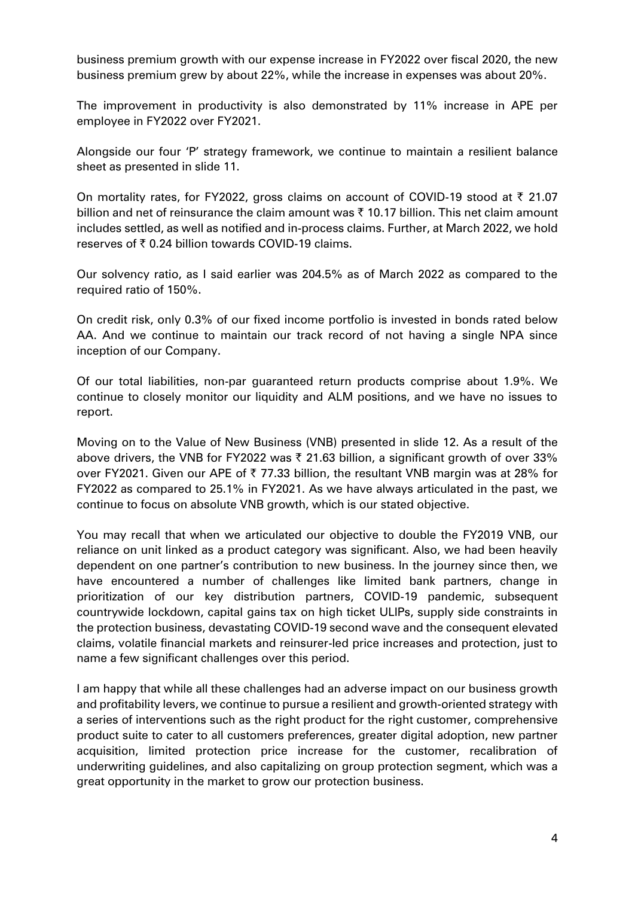business premium growth with our expense increase in FY2022 over fiscal 2020, the new business premium grew by about 22%, while the increase in expenses was about 20%.

The improvement in productivity is also demonstrated by 11% increase in APE per employee in FY2022 over FY2021.

Alongside our four 'P' strategy framework, we continue to maintain a resilient balance sheet as presented in slide 11.

On mortality rates, for FY2022, gross claims on account of COVID-19 stood at ₹ 21.07 billion and net of reinsurance the claim amount was ₹ 10.17 billion. This net claim amount includes settled, as well as notified and in-process claims. Further, at March 2022, we hold reserves of ₹ 0.24 billion towards COVID-19 claims.

Our solvency ratio, as I said earlier was 204.5% as of March 2022 as compared to the required ratio of 150%.

On credit risk, only 0.3% of our fixed income portfolio is invested in bonds rated below AA. And we continue to maintain our track record of not having a single NPA since inception of our Company.

Of our total liabilities, non-par guaranteed return products comprise about 1.9%. We continue to closely monitor our liquidity and ALM positions, and we have no issues to report.

Moving on to the Value of New Business (VNB) presented in slide 12. As a result of the above drivers, the VNB for FY2022 was ₹ 21.63 billion, a significant growth of over 33% over FY2021. Given our APE of ₹ 77.33 billion, the resultant VNB margin was at 28% for FY2022 as compared to 25.1% in FY2021. As we have always articulated in the past, we continue to focus on absolute VNB growth, which is our stated objective.

You may recall that when we articulated our objective to double the FY2019 VNB, our reliance on unit linked as a product category was significant. Also, we had been heavily dependent on one partner's contribution to new business. In the journey since then, we have encountered a number of challenges like limited bank partners, change in prioritization of our key distribution partners, COVID-19 pandemic, subsequent countrywide lockdown, capital gains tax on high ticket ULIPs, supply side constraints in the protection business, devastating COVID-19 second wave and the consequent elevated claims, volatile financial markets and reinsurer-led price increases and protection, just to name a few significant challenges over this period.

I am happy that while all these challenges had an adverse impact on our business growth and profitability levers, we continue to pursue a resilient and growth-oriented strategy with a series of interventions such as the right product for the right customer, comprehensive product suite to cater to all customers preferences, greater digital adoption, new partner acquisition, limited protection price increase for the customer, recalibration of underwriting guidelines, and also capitalizing on group protection segment, which was a great opportunity in the market to grow our protection business.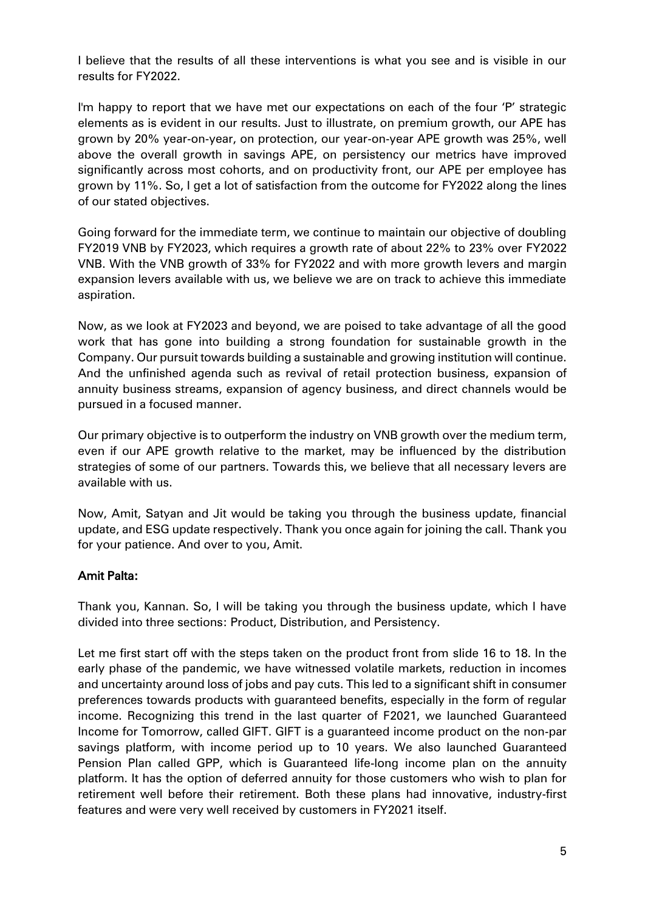I believe that the results of all these interventions is what you see and is visible in our results for FY2022.

I'm happy to report that we have met our expectations on each of the four 'P' strategic elements as is evident in our results. Just to illustrate, on premium growth, our APE has grown by 20% year-on-year, on protection, our year-on-year APE growth was 25%, well above the overall growth in savings APE, on persistency our metrics have improved significantly across most cohorts, and on productivity front, our APE per employee has grown by 11%. So, I get a lot of satisfaction from the outcome for FY2022 along the lines of our stated objectives.

Going forward for the immediate term, we continue to maintain our objective of doubling FY2019 VNB by FY2023, which requires a growth rate of about 22% to 23% over FY2022 VNB. With the VNB growth of 33% for FY2022 and with more growth levers and margin expansion levers available with us, we believe we are on track to achieve this immediate aspiration.

Now, as we look at FY2023 and beyond, we are poised to take advantage of all the good work that has gone into building a strong foundation for sustainable growth in the Company. Our pursuit towards building a sustainable and growing institution will continue. And the unfinished agenda such as revival of retail protection business, expansion of annuity business streams, expansion of agency business, and direct channels would be pursued in a focused manner.

Our primary objective is to outperform the industry on VNB growth over the medium term, even if our APE growth relative to the market, may be influenced by the distribution strategies of some of our partners. Towards this, we believe that all necessary levers are available with us.

Now, Amit, Satyan and Jit would be taking you through the business update, financial update, and ESG update respectively. Thank you once again for joining the call. Thank you for your patience. And over to you, Amit.

**Amit Palta:**

Thank you, Kannan. So, I will be taking you through the business update, which I have divided into three sections: Product, Distribution, and Persistency.

Let me first start off with the steps taken on the product front from slide 16 to 18. In the early phase of the pandemic, we have witnessed volatile markets, reduction in incomes and uncertainty around loss of jobs and pay cuts. This led to a significant shift in consumer preferences towards products with guaranteed benefits, especially in the form of regular income. Recognizing this trend in the last quarter of F2021, we launched Guaranteed Income for Tomorrow, called GIFT. GIFT is a guaranteed income product on the non-par savings platform, with income period up to 10 years. We also launched Guaranteed Pension Plan called GPP, which is Guaranteed life-long income plan on the annuity platform. It has the option of deferred annuity for those customers who wish to plan for retirement well before their retirement. Both these plans had innovative, industry-first features and were very well received by customers in FY2021 itself.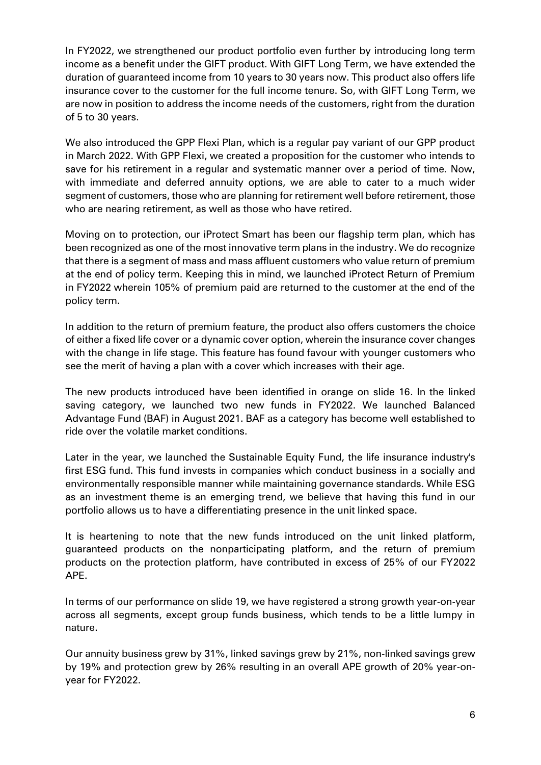In FY2022, we strengthened our product portfolio even further by introducing long term income as a benefit under the GIFT product. With GIFT Long Term, we have extended the duration of guaranteed income from 10 years to 30 years now. This product also offers life insurance cover to the customer for the full income tenure. So, with GIFT Long Term, we are now in position to address the income needs of the customers, right from the duration of 5 to 30 years.

We also introduced the GPP Flexi Plan, which is a regular pay variant of our GPP product in March 2022. With GPP Flexi, we created a proposition for the customer who intends to save for his retirement in a regular and systematic manner over a period of time. Now, with immediate and deferred annuity options, we are able to cater to a much wider segment of customers, those who are planning for retirement well before retirement, those who are nearing retirement, as well as those who have retired.

Moving on to protection, our iProtect Smart has been our flagship term plan, which has been recognized as one of the most innovative term plans in the industry. We do recognize that there is a segment of mass and mass affluent customers who value return of premium at the end of policy term. Keeping this in mind, we launched iProtect Return of Premium in FY2022 wherein 105% of premium paid are returned to the customer at the end of the policy term.

In addition to the return of premium feature, the product also offers customers the choice of either a fixed life cover or a dynamic cover option, wherein the insurance cover changes with the change in life stage. This feature has found favour with younger customers who see the merit of having a plan with a cover which increases with their age.

The new products introduced have been identified in orange on slide 16. In the linked saving category, we launched two new funds in FY2022. We launched Balanced Advantage Fund (BAF) in August 2021. BAF as a category has become well established to ride over the volatile market conditions.

Later in the year, we launched the Sustainable Equity Fund, the life insurance industry's first ESG fund. This fund invests in companies which conduct business in a socially and environmentally responsible manner while maintaining governance standards. While ESG as an investment theme is an emerging trend, we believe that having this fund in our portfolio allows us to have a differentiating presence in the unit linked space.

It is heartening to note that the new funds introduced on the unit linked platform, guaranteed products on the nonparticipating platform, and the return of premium products on the protection platform, have contributed in excess of 25% of our FY2022 APE.

In terms of our performance on slide 19, we have registered a strong growth year-on-year across all segments, except group funds business, which tends to be a little lumpy in nature.

Our annuity business grew by 31%, linked savings grew by 21%, non-linked savings grew by 19% and protection grew by 26% resulting in an overall APE growth of 20% year-on-year for FY2022.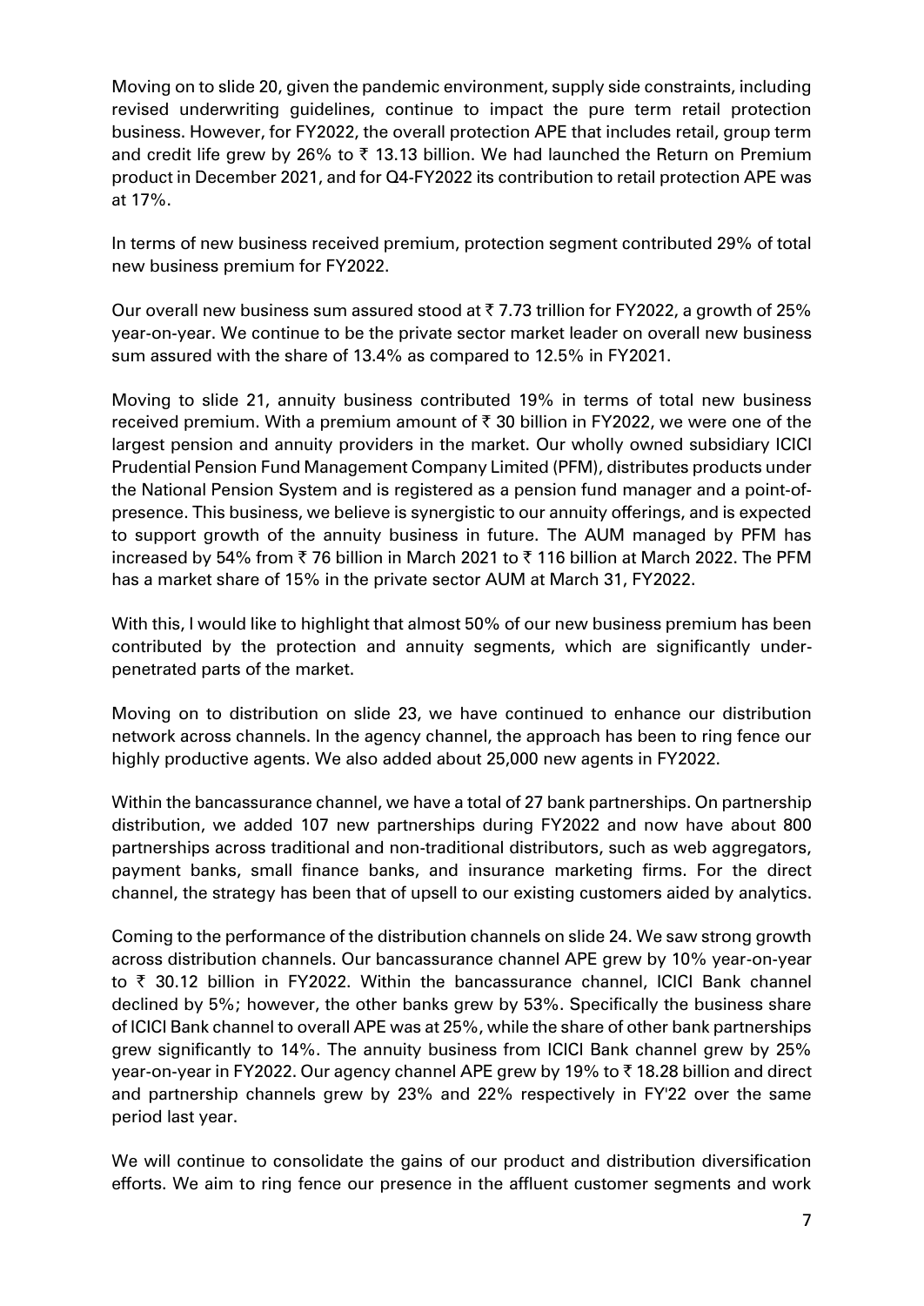Moving on to slide 20, given the pandemic environment, supply side constraints, including revised underwriting guidelines, continue to impact the pure term retail protection business. However, for FY2022, the overall protection APE that includes retail, group term and credit life grew by 26% to ₹ 13.13 billion. We had launched the Return on Premium product in December 2021, and for Q4-FY2022 its contribution to retail protection APE was at 17%.

In terms of new business received premium, protection segment contributed 29% of total new business premium for FY2022.

Our overall new business sum assured stood at ₹ 7.73 trillion for FY2022, a growth of 25% year-on-year. We continue to be the private sector market leader on overall new business sum assured with the share of 13.4% as compared to 12.5% in FY2021.

Moving to slide 21, annuity business contributed 19% in terms of total new business received premium. With a premium amount of ₹ 30 billion in FY2022, we were one of the largest pension and annuity providers in the market. Our wholly owned subsidiary ICICI Prudential Pension Fund Management Company Limited (PFM), distributes products under the National Pension System and is registered as a pension fund manager and a point-of-presence. This business, we believe is synergistic to our annuity offerings, and is expected to support growth of the annuity business in future. The AUM managed by PFM has increased by 54% from ₹ 76 billion in March 2021 to ₹ 116 billion at March 2022. The PFM has a market share of 15% in the private sector AUM at March 31, FY2022.

With this, I would like to highlight that almost 50% of our new business premium has been contributed by the protection and annuity segments, which are significantly under-penetrated parts of the market.

Moving on to distribution on slide 23, we have continued to enhance our distribution network across channels. In the agency channel, the approach has been to ring fence our highly productive agents. We also added about 25,000 new agents in FY2022.

Within the bancassurance channel, we have a total of 27 bank partnerships. On partnership distribution, we added 107 new partnerships during FY2022 and now have about 800 partnerships across traditional and non-traditional distributors, such as web aggregators, payment banks, small finance banks, and insurance marketing firms. For the direct channel, the strategy has been that of upsell to our existing customers aided by analytics.

Coming to the performance of the distribution channels on slide 24. We saw strong growth across distribution channels. Our bancassurance channel APE grew by 10% year-on-year to ₹ 30.12 billion in FY2022. Within the bancassurance channel, ICICI Bank channel declined by 5%; however, the other banks grew by 53%. Specifically the business share of ICICI Bank channel to overall APE was at 25%, while the share of other bank partnerships grew significantly to 14%. The annuity business from ICICI Bank channel grew by 25% year-on-year in FY2022. Our agency channel APE grew by 19% to ₹ 18.28 billion and direct and partnership channels grew by 23% and 22% respectively in FY'22 over the same period last year.

We will continue to consolidate the gains of our product and distribution diversification efforts. We aim to ring fence our presence in the affluent customer segments and work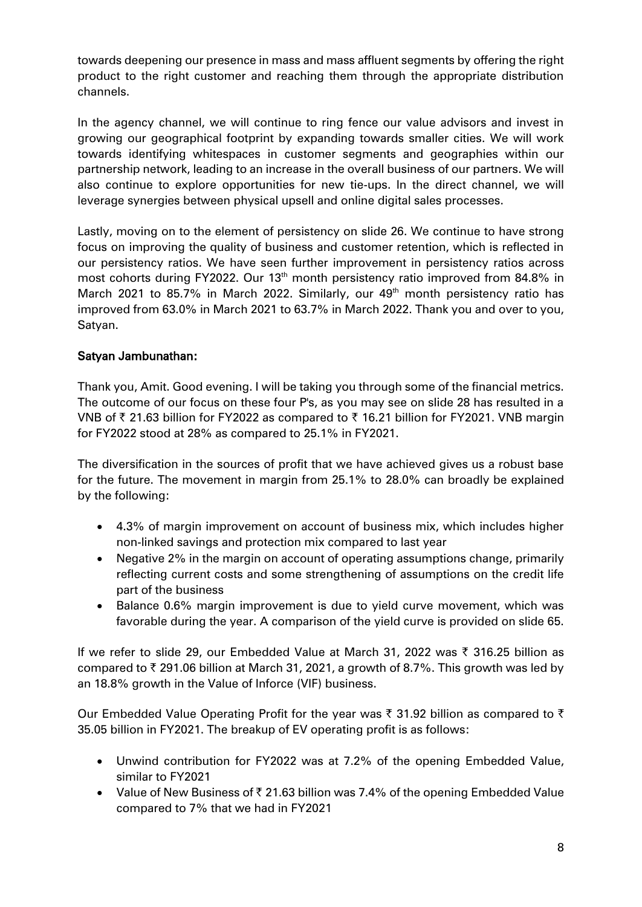towards deepening our presence in mass and mass affluent segments by offering the right product to the right customer and reaching them through the appropriate distribution channels.

In the agency channel, we will continue to ring fence our value advisors and invest in growing our geographical footprint by expanding towards smaller cities. We will work towards identifying whitespaces in customer segments and geographies within our partnership network, leading to an increase in the overall business of our partners. We will also continue to explore opportunities for new tie-ups. In the direct channel, we will leverage synergies between physical upsell and online digital sales processes.

Lastly, moving on to the element of persistency on slide 26. We continue to have strong focus on improving the quality of business and customer retention, which is reflected in our persistency ratios. We have seen further improvement in persistency ratios across most cohorts during FY2022. Our 13th month persistency ratio improved from 84.8% in March 2021 to 85.7% in March 2022. Similarly, our 49th month persistency ratio has improved from 63.0% in March 2021 to 63.7% in March 2022. Thank you and over to you, Satyan.

**Satyan Jambunathan:**

Thank you, Amit. Good evening. I will be taking you through some of the financial metrics. The outcome of our focus on these four P's, as you may see on slide 28 has resulted in a VNB of ₹ 21.63 billion for FY2022 as compared to ₹ 16.21 billion for FY2021. VNB margin for FY2022 stood at 28% as compared to 25.1% in FY2021.

The diversification in the sources of profit that we have achieved gives us a robust base for the future. The movement in margin from 25.1% to 28.0% can broadly be explained by the following:

- 4.3% of margin improvement on account of business mix, which includes higher non-linked savings and protection mix compared to last year
- Negative 2% in the margin on account of operating assumptions change, primarily reflecting current costs and some strengthening of assumptions on the credit life part of the business
- Balance 0.6% margin improvement is due to yield curve movement, which was favorable during the year. A comparison of the yield curve is provided on slide 65.

If we refer to slide 29, our Embedded Value at March 31, 2022 was ₹ 316.25 billion as compared to ₹ 291.06 billion at March 31, 2021, a growth of 8.7%. This growth was led by an 18.8% growth in the Value of Inforce (VIF) business.

Our Embedded Value Operating Profit for the year was ₹ 31.92 billion as compared to ₹ 35.05 billion in FY2021. The breakup of EV operating profit is as follows:

- Unwind contribution for FY2022 was at 7.2% of the opening Embedded Value, similar to FY2021
- Value of New Business of ₹ 21.63 billion was 7.4% of the opening Embedded Value compared to 7% that we had in FY2021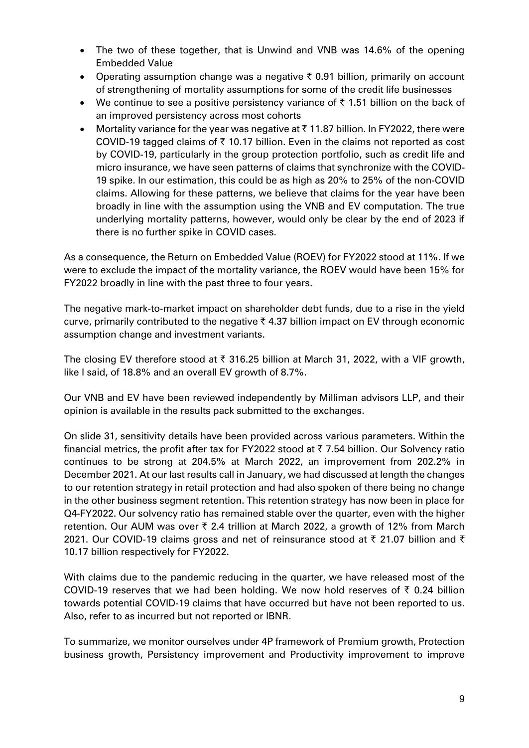- The two of these together, that is Unwind and VNB was 14.6% of the opening Embedded Value
- Operating assumption change was a negative ₹ 0.91 billion, primarily on account of strengthening of mortality assumptions for some of the credit life businesses
- We continue to see a positive persistency variance of ₹ 1.51 billion on the back of an improved persistency across most cohorts
- Mortality variance for the year was negative at ₹ 11.87 billion. In FY2022, there were COVID-19 tagged claims of ₹ 10.17 billion. Even in the claims not reported as cost by COVID-19, particularly in the group protection portfolio, such as credit life and micro insurance, we have seen patterns of claims that synchronize with the COVID-19 spike. In our estimation, this could be as high as 20% to 25% of the non-COVID claims. Allowing for these patterns, we believe that claims for the year have been broadly in line with the assumption using the VNB and EV computation. The true underlying mortality patterns, however, would only be clear by the end of 2023 if there is no further spike in COVID cases.

As a consequence, the Return on Embedded Value (ROEV) for FY2022 stood at 11%. If we were to exclude the impact of the mortality variance, the ROEV would have been 15% for FY2022 broadly in line with the past three to four years.

The negative mark-to-market impact on shareholder debt funds, due to a rise in the yield curve, primarily contributed to the negative ₹ 4.37 billion impact on EV through economic assumption change and investment variants.

The closing EV therefore stood at ₹ 316.25 billion at March 31, 2022, with a VIF growth, like I said, of 18.8% and an overall EV growth of 8.7%.

Our VNB and EV have been reviewed independently by Milliman advisors LLP, and their opinion is available in the results pack submitted to the exchanges.

On slide 31, sensitivity details have been provided across various parameters. Within the financial metrics, the profit after tax for FY2022 stood at ₹ 7.54 billion. Our Solvency ratio continues to be strong at 204.5% at March 2022, an improvement from 202.2% in December 2021. At our last results call in January, we had discussed at length the changes to our retention strategy in retail protection and had also spoken of there being no change in the other business segment retention. This retention strategy has now been in place for Q4-FY2022. Our solvency ratio has remained stable over the quarter, even with the higher retention. Our AUM was over ₹ 2.4 trillion at March 2022, a growth of 12% from March 2021. Our COVID-19 claims gross and net of reinsurance stood at ₹ 21.07 billion and ₹ 10.17 billion respectively for FY2022.

With claims due to the pandemic reducing in the quarter, we have released most of the COVID-19 reserves that we had been holding. We now hold reserves of ₹ 0.24 billion towards potential COVID-19 claims that have occurred but have not been reported to us. Also, refer to as incurred but not reported or IBNR.

To summarize, we monitor ourselves under 4P framework of Premium growth, Protection business growth, Persistency improvement and Productivity improvement to improve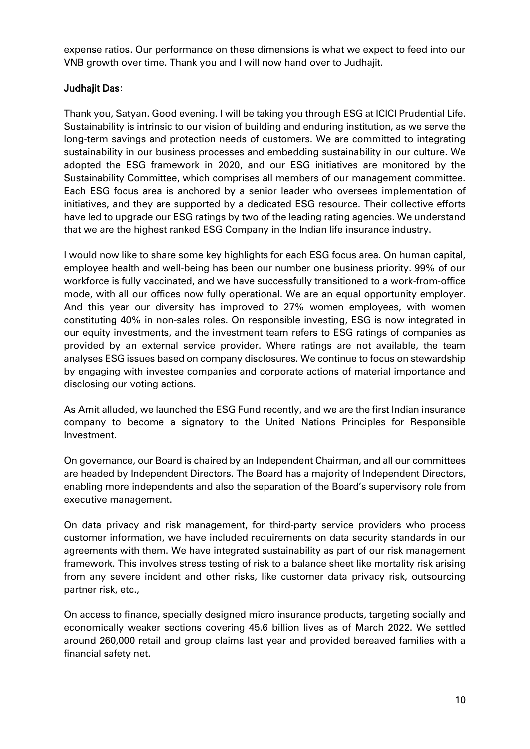expense ratios. Our performance on these dimensions is what we expect to feed into our VNB growth over time. Thank you and I will now hand over to Judhajit.

**Judhajit Das**:

Thank you, Satyan. Good evening. I will be taking you through ESG at ICICI Prudential Life. Sustainability is intrinsic to our vision of building and enduring institution, as we serve the long-term savings and protection needs of customers. We are committed to integrating sustainability in our business processes and embedding sustainability in our culture. We adopted the ESG framework in 2020, and our ESG initiatives are monitored by the Sustainability Committee, which comprises all members of our management committee. Each ESG focus area is anchored by a senior leader who oversees implementation of initiatives, and they are supported by a dedicated ESG resource. Their collective efforts have led to upgrade our ESG ratings by two of the leading rating agencies. We understand that we are the highest ranked ESG Company in the Indian life insurance industry.

I would now like to share some key highlights for each ESG focus area. On human capital, employee health and well-being has been our number one business priority. 99% of our workforce is fully vaccinated, and we have successfully transitioned to a work-from-office mode, with all our offices now fully operational. We are an equal opportunity employer. And this year our diversity has improved to 27% women employees, with women constituting 40% in non-sales roles. On responsible investing, ESG is now integrated in our equity investments, and the investment team refers to ESG ratings of companies as provided by an external service provider. Where ratings are not available, the team analyses ESG issues based on company disclosures. We continue to focus on stewardship by engaging with investee companies and corporate actions of material importance and disclosing our voting actions.

As Amit alluded, we launched the ESG Fund recently, and we are the first Indian insurance company to become a signatory to the United Nations Principles for Responsible Investment.

On governance, our Board is chaired by an Independent Chairman, and all our committees are headed by Independent Directors. The Board has a majority of Independent Directors, enabling more independents and also the separation of the Board's supervisory role from executive management.

On data privacy and risk management, for third-party service providers who process customer information, we have included requirements on data security standards in our agreements with them. We have integrated sustainability as part of our risk management framework. This involves stress testing of risk to a balance sheet like mortality risk arising from any severe incident and other risks, like customer data privacy risk, outsourcing partner risk, etc.,

On access to finance, specially designed micro insurance products, targeting socially and economically weaker sections covering 45.6 billion lives as of March 2022. We settled around 260,000 retail and group claims last year and provided bereaved families with a financial safety net.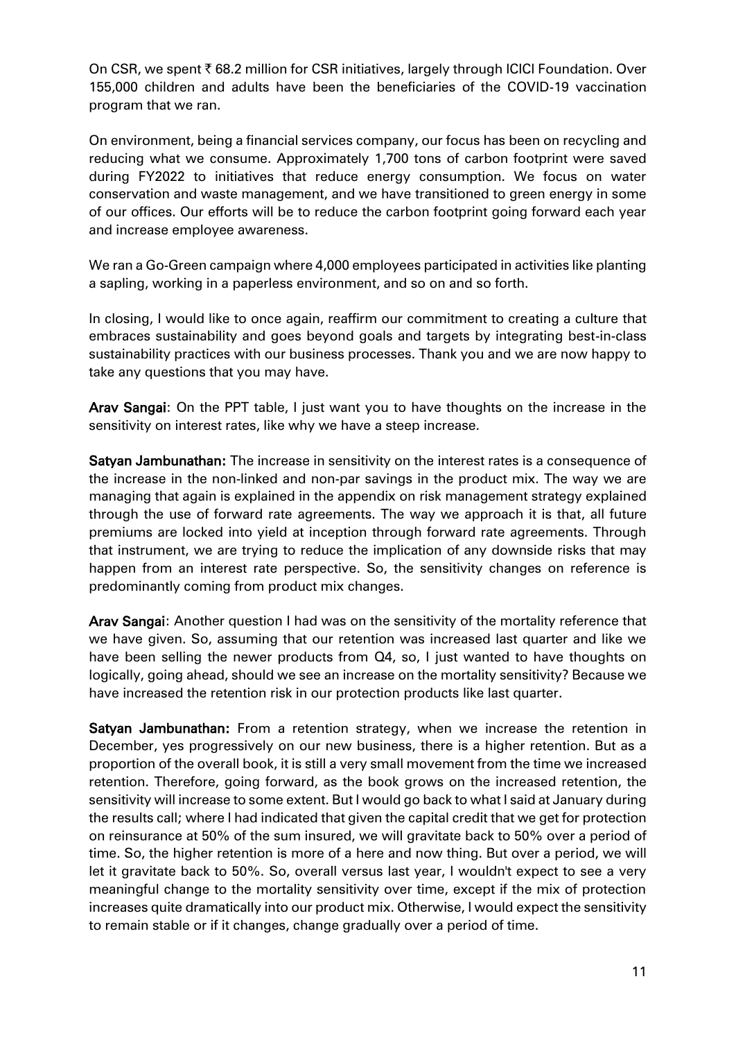On CSR, we spent ₹ 68.2 million for CSR initiatives, largely through ICICI Foundation. Over 155,000 children and adults have been the beneficiaries of the COVID-19 vaccination program that we ran.

On environment, being a financial services company, our focus has been on recycling and reducing what we consume. Approximately 1,700 tons of carbon footprint were saved during FY2022 to initiatives that reduce energy consumption. We focus on water conservation and waste management, and we have transitioned to green energy in some of our offices. Our efforts will be to reduce the carbon footprint going forward each year and increase employee awareness.

We ran a Go-Green campaign where 4,000 employees participated in activities like planting a sapling, working in a paperless environment, and so on and so forth.

In closing, I would like to once again, reaffirm our commitment to creating a culture that embraces sustainability and goes beyond goals and targets by integrating best-in-class sustainability practices with our business processes. Thank you and we are now happy to take any questions that you may have.

**Arav Sangai**: On the PPT table, I just want you to have thoughts on the increase in the sensitivity on interest rates, like why we have a steep increase.

**Satyan Jambunathan:** The increase in sensitivity on the interest rates is a consequence of the increase in the non-linked and non-par savings in the product mix. The way we are managing that again is explained in the appendix on risk management strategy explained through the use of forward rate agreements. The way we approach it is that, all future premiums are locked into yield at inception through forward rate agreements. Through that instrument, we are trying to reduce the implication of any downside risks that may happen from an interest rate perspective. So, the sensitivity changes on reference is predominantly coming from product mix changes.

**Arav Sangai**: Another question I had was on the sensitivity of the mortality reference that we have given. So, assuming that our retention was increased last quarter and like we have been selling the newer products from Q4, so, I just wanted to have thoughts on logically, going ahead, should we see an increase on the mortality sensitivity? Because we have increased the retention risk in our protection products like last quarter.

**Satyan Jambunathan:** From a retention strategy, when we increase the retention in December, yes progressively on our new business, there is a higher retention. But as a proportion of the overall book, it is still a very small movement from the time we increased retention. Therefore, going forward, as the book grows on the increased retention, the sensitivity will increase to some extent. But I would go back to what I said at January during the results call; where I had indicated that given the capital credit that we get for protection on reinsurance at 50% of the sum insured, we will gravitate back to 50% over a period of time. So, the higher retention is more of a here and now thing. But over a period, we will let it gravitate back to 50%. So, overall versus last year, I wouldn't expect to see a very meaningful change to the mortality sensitivity over time, except if the mix of protection increases quite dramatically into our product mix. Otherwise, I would expect the sensitivity to remain stable or if it changes, change gradually over a period of time.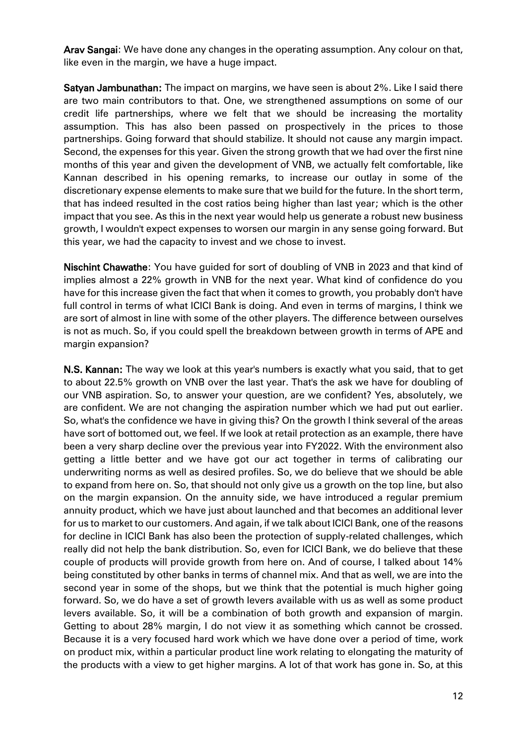**Arav Sangai**: We have done any changes in the operating assumption. Any colour on that, like even in the margin, we have a huge impact.

**Satyan Jambunathan:** The impact on margins, we have seen is about 2%. Like I said there are two main contributors to that. One, we strengthened assumptions on some of our credit life partnerships, where we felt that we should be increasing the mortality assumption. This has also been passed on prospectively in the prices to those partnerships. Going forward that should stabilize. It should not cause any margin impact. Second, the expenses for this year. Given the strong growth that we had over the first nine months of this year and given the development of VNB, we actually felt comfortable, like Kannan described in his opening remarks, to increase our outlay in some of the discretionary expense elements to make sure that we build for the future. In the short term, that has indeed resulted in the cost ratios being higher than last year; which is the other impact that you see. As this in the next year would help us generate a robust new business growth, I wouldn't expect expenses to worsen our margin in any sense going forward. But this year, we had the capacity to invest and we chose to invest.

**Nischint Chawathe**: You have guided for sort of doubling of VNB in 2023 and that kind of implies almost a 22% growth in VNB for the next year. What kind of confidence do you have for this increase given the fact that when it comes to growth, you probably don't have full control in terms of what ICICI Bank is doing. And even in terms of margins, I think we are sort of almost in line with some of the other players. The difference between ourselves is not as much. So, if you could spell the breakdown between growth in terms of APE and margin expansion?

**N.S. Kannan:** The way we look at this year's numbers is exactly what you said, that to get to about 22.5% growth on VNB over the last year. That's the ask we have for doubling of our VNB aspiration. So, to answer your question, are we confident? Yes, absolutely, we are confident. We are not changing the aspiration number which we had put out earlier. So, what's the confidence we have in giving this? On the growth I think several of the areas have sort of bottomed out, we feel. If we look at retail protection as an example, there have been a very sharp decline over the previous year into FY2022. With the environment also getting a little better and we have got our act together in terms of calibrating our underwriting norms as well as desired profiles. So, we do believe that we should be able to expand from here on. So, that should not only give us a growth on the top line, but also on the margin expansion. On the annuity side, we have introduced a regular premium annuity product, which we have just about launched and that becomes an additional lever for us to market to our customers. And again, if we talk about ICICI Bank, one of the reasons for decline in ICICI Bank has also been the protection of supply-related challenges, which really did not help the bank distribution. So, even for ICICI Bank, we do believe that these couple of products will provide growth from here on. And of course, I talked about 14% being constituted by other banks in terms of channel mix. And that as well, we are into the second year in some of the shops, but we think that the potential is much higher going forward. So, we do have a set of growth levers available with us as well as some product levers available. So, it will be a combination of both growth and expansion of margin. Getting to about 28% margin, I do not view it as something which cannot be crossed. Because it is a very focused hard work which we have done over a period of time, work on product mix, within a particular product line work relating to elongating the maturity of the products with a view to get higher margins. A lot of that work has gone in. So, at this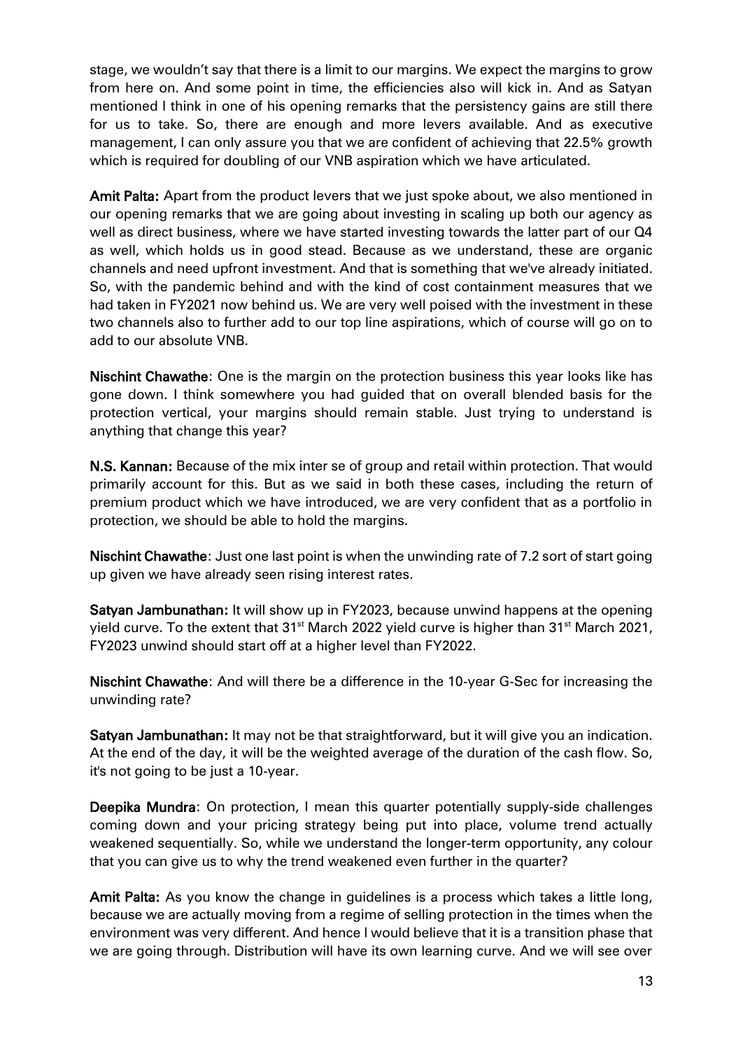stage, we wouldn't say that there is a limit to our margins. We expect the margins to grow from here on. And some point in time, the efficiencies also will kick in. And as Satyan mentioned I think in one of his opening remarks that the persistency gains are still there for us to take. So, there are enough and more levers available. And as executive management, I can only assure you that we are confident of achieving that 22.5% growth which is required for doubling of our VNB aspiration which we have articulated.

**Amit Palta:** Apart from the product levers that we just spoke about, we also mentioned in our opening remarks that we are going about investing in scaling up both our agency as well as direct business, where we have started investing towards the latter part of our Q4 as well, which holds us in good stead. Because as we understand, these are organic channels and need upfront investment. And that is something that we've already initiated. So, with the pandemic behind and with the kind of cost containment measures that we had taken in FY2021 now behind us. We are very well poised with the investment in these two channels also to further add to our top line aspirations, which of course will go on to add to our absolute VNB.

**Nischint Chawathe**: One is the margin on the protection business this year looks like has gone down. I think somewhere you had guided that on overall blended basis for the protection vertical, your margins should remain stable. Just trying to understand is anything that change this year?

**N.S. Kannan:** Because of the mix inter se of group and retail within protection. That would primarily account for this. But as we said in both these cases, including the return of premium product which we have introduced, we are very confident that as a portfolio in protection, we should be able to hold the margins.

**Nischint Chawathe**: Just one last point is when the unwinding rate of 7.2 sort of start going up given we have already seen rising interest rates.

**Satyan Jambunathan:** It will show up in FY2023, because unwind happens at the opening yield curve. To the extent that 31st March 2022 yield curve is higher than 31st March 2021, FY2023 unwind should start off at a higher level than FY2022.

**Nischint Chawathe**: And will there be a difference in the 10-year G-Sec for increasing the unwinding rate?

**Satyan Jambunathan:** It may not be that straightforward, but it will give you an indication. At the end of the day, it will be the weighted average of the duration of the cash flow. So, it's not going to be just a 10-year.

**Deepika Mundra**: On protection, I mean this quarter potentially supply-side challenges coming down and your pricing strategy being put into place, volume trend actually weakened sequentially. So, while we understand the longer-term opportunity, any colour that you can give us to why the trend weakened even further in the quarter?

**Amit Palta:** As you know the change in guidelines is a process which takes a little long, because we are actually moving from a regime of selling protection in the times when the environment was very different. And hence I would believe that it is a transition phase that we are going through. Distribution will have its own learning curve. And we will see over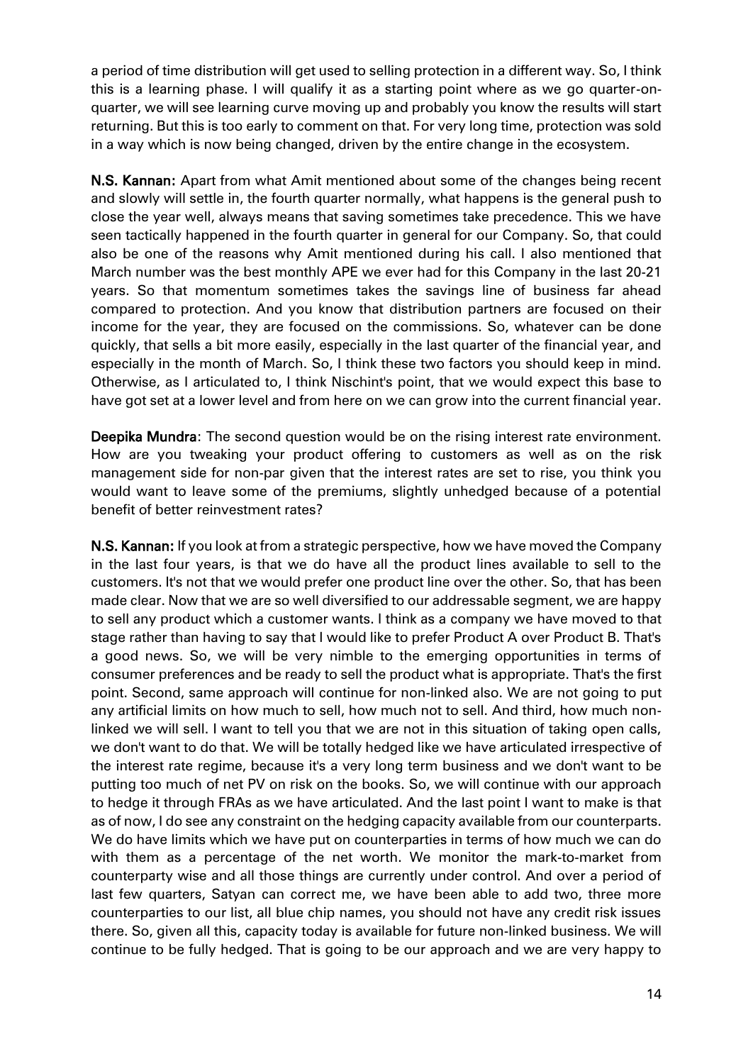a period of time distribution will get used to selling protection in a different way. So, I think this is a learning phase. I will qualify it as a starting point where as we go quarter-on-quarter, we will see learning curve moving up and probably you know the results will start returning. But this is too early to comment on that. For very long time, protection was sold in a way which is now being changed, driven by the entire change in the ecosystem.

**N.S. Kannan:** Apart from what Amit mentioned about some of the changes being recent and slowly will settle in, the fourth quarter normally, what happens is the general push to close the year well, always means that saving sometimes take precedence. This we have seen tactically happened in the fourth quarter in general for our Company. So, that could also be one of the reasons why Amit mentioned during his call. I also mentioned that March number was the best monthly APE we ever had for this Company in the last 20-21 years. So that momentum sometimes takes the savings line of business far ahead compared to protection. And you know that distribution partners are focused on their income for the year, they are focused on the commissions. So, whatever can be done quickly, that sells a bit more easily, especially in the last quarter of the financial year, and especially in the month of March. So, I think these two factors you should keep in mind. Otherwise, as I articulated to, I think Nischint's point, that we would expect this base to have got set at a lower level and from here on we can grow into the current financial year.

**Deepika Mundra**: The second question would be on the rising interest rate environment. How are you tweaking your product offering to customers as well as on the risk management side for non-par given that the interest rates are set to rise, you think you would want to leave some of the premiums, slightly unhedged because of a potential benefit of better reinvestment rates?

**N.S. Kannan:** If you look at from a strategic perspective, how we have moved the Company in the last four years, is that we do have all the product lines available to sell to the customers. It's not that we would prefer one product line over the other. So, that has been made clear. Now that we are so well diversified to our addressable segment, we are happy to sell any product which a customer wants. I think as a company we have moved to that stage rather than having to say that I would like to prefer Product A over Product B. That's a good news. So, we will be very nimble to the emerging opportunities in terms of consumer preferences and be ready to sell the product what is appropriate. That's the first point. Second, same approach will continue for non-linked also. We are not going to put any artificial limits on how much to sell, how much not to sell. And third, how much non-linked we will sell. I want to tell you that we are not in this situation of taking open calls, we don't want to do that. We will be totally hedged like we have articulated irrespective of the interest rate regime, because it's a very long term business and we don't want to be putting too much of net PV on risk on the books. So, we will continue with our approach to hedge it through FRAs as we have articulated. And the last point I want to make is that as of now, I do see any constraint on the hedging capacity available from our counterparts. We do have limits which we have put on counterparties in terms of how much we can do with them as a percentage of the net worth. We monitor the mark-to-market from counterparty wise and all those things are currently under control. And over a period of last few quarters, Satyan can correct me, we have been able to add two, three more counterparties to our list, all blue chip names, you should not have any credit risk issues there. So, given all this, capacity today is available for future non-linked business. We will continue to be fully hedged. That is going to be our approach and we are very happy to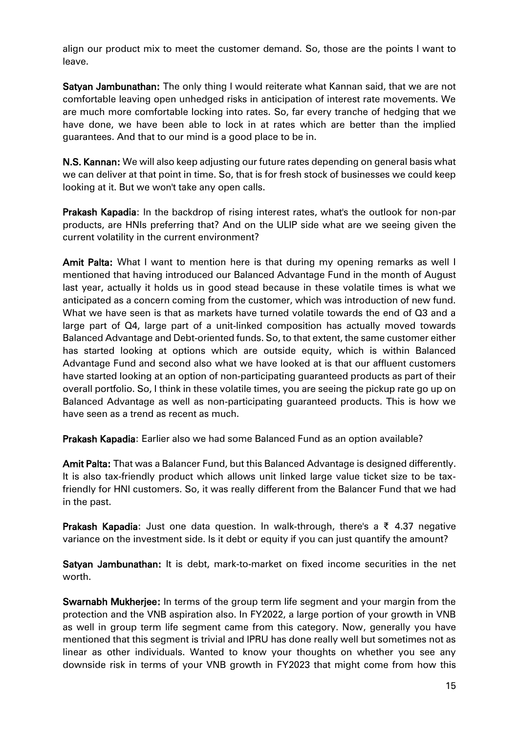align our product mix to meet the customer demand. So, those are the points I want to leave.

**Satyan Jambunathan:** The only thing I would reiterate what Kannan said, that we are not comfortable leaving open unhedged risks in anticipation of interest rate movements. We are much more comfortable locking into rates. So, far every tranche of hedging that we have done, we have been able to lock in at rates which are better than the implied guarantees. And that to our mind is a good place to be in.

**N.S. Kannan:** We will also keep adjusting our future rates depending on general basis what we can deliver at that point in time. So, that is for fresh stock of businesses we could keep looking at it. But we won't take any open calls.

**Prakash Kapadia**: In the backdrop of rising interest rates, what's the outlook for non-par products, are HNIs preferring that? And on the ULIP side what are we seeing given the current volatility in the current environment?

**Amit Palta:** What I want to mention here is that during my opening remarks as well I mentioned that having introduced our Balanced Advantage Fund in the month of August last year, actually it holds us in good stead because in these volatile times is what we anticipated as a concern coming from the customer, which was introduction of new fund. What we have seen is that as markets have turned volatile towards the end of Q3 and a large part of Q4, large part of a unit-linked composition has actually moved towards Balanced Advantage and Debt-oriented funds. So, to that extent, the same customer either has started looking at options which are outside equity, which is within Balanced Advantage Fund and second also what we have looked at is that our affluent customers have started looking at an option of non-participating guaranteed products as part of their overall portfolio. So, I think in these volatile times, you are seeing the pickup rate go up on Balanced Advantage as well as non-participating guaranteed products. This is how we have seen as a trend as recent as much.

**Prakash Kapadia**: Earlier also we had some Balanced Fund as an option available?

**Amit Palta:** That was a Balancer Fund, but this Balanced Advantage is designed differently. It is also tax-friendly product which allows unit linked large value ticket size to be tax-friendly for HNI customers. So, it was really different from the Balancer Fund that we had in the past.

**Prakash Kapadia**: Just one data question. In walk-through, there's a ₹ 4.37 negative variance on the investment side. Is it debt or equity if you can just quantify the amount?

**Satyan Jambunathan:** It is debt, mark-to-market on fixed income securities in the net worth.

**Swarnabh Mukherjee:** In terms of the group term life segment and your margin from the protection and the VNB aspiration also. In FY2022, a large portion of your growth in VNB as well in group term life segment came from this category. Now, generally you have mentioned that this segment is trivial and IPRU has done really well but sometimes not as linear as other individuals. Wanted to know your thoughts on whether you see any downside risk in terms of your VNB growth in FY2023 that might come from how this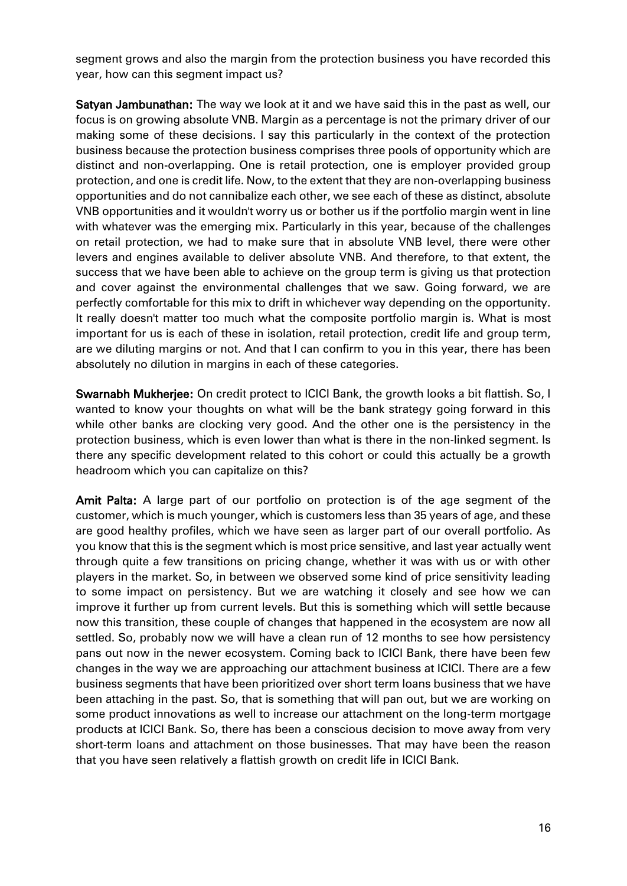segment grows and also the margin from the protection business you have recorded this year, how can this segment impact us?

**Satyan Jambunathan:** The way we look at it and we have said this in the past as well, our focus is on growing absolute VNB. Margin as a percentage is not the primary driver of our making some of these decisions. I say this particularly in the context of the protection business because the protection business comprises three pools of opportunity which are distinct and non-overlapping. One is retail protection, one is employer provided group protection, and one is credit life. Now, to the extent that they are non-overlapping business opportunities and do not cannibalize each other, we see each of these as distinct, absolute VNB opportunities and it wouldn't worry us or bother us if the portfolio margin went in line with whatever was the emerging mix. Particularly in this year, because of the challenges on retail protection, we had to make sure that in absolute VNB level, there were other levers and engines available to deliver absolute VNB. And therefore, to that extent, the success that we have been able to achieve on the group term is giving us that protection and cover against the environmental challenges that we saw. Going forward, we are perfectly comfortable for this mix to drift in whichever way depending on the opportunity. It really doesn't matter too much what the composite portfolio margin is. What is most important for us is each of these in isolation, retail protection, credit life and group term, are we diluting margins or not. And that I can confirm to you in this year, there has been absolutely no dilution in margins in each of these categories.

**Swarnabh Mukherjee:** On credit protect to ICICI Bank, the growth looks a bit flattish. So, I wanted to know your thoughts on what will be the bank strategy going forward in this while other banks are clocking very good. And the other one is the persistency in the protection business, which is even lower than what is there in the non-linked segment. Is there any specific development related to this cohort or could this actually be a growth headroom which you can capitalize on this?

**Amit Palta:** A large part of our portfolio on protection is of the age segment of the customer, which is much younger, which is customers less than 35 years of age, and these are good healthy profiles, which we have seen as larger part of our overall portfolio. As you know that this is the segment which is most price sensitive, and last year actually went through quite a few transitions on pricing change, whether it was with us or with other players in the market. So, in between we observed some kind of price sensitivity leading to some impact on persistency. But we are watching it closely and see how we can improve it further up from current levels. But this is something which will settle because now this transition, these couple of changes that happened in the ecosystem are now all settled. So, probably now we will have a clean run of 12 months to see how persistency pans out now in the newer ecosystem. Coming back to ICICI Bank, there have been few changes in the way we are approaching our attachment business at ICICI. There are a few business segments that have been prioritized over short term loans business that we have been attaching in the past. So, that is something that will pan out, but we are working on some product innovations as well to increase our attachment on the long-term mortgage products at ICICI Bank. So, there has been a conscious decision to move away from very short-term loans and attachment on those businesses. That may have been the reason that you have seen relatively a flattish growth on credit life in ICICI Bank.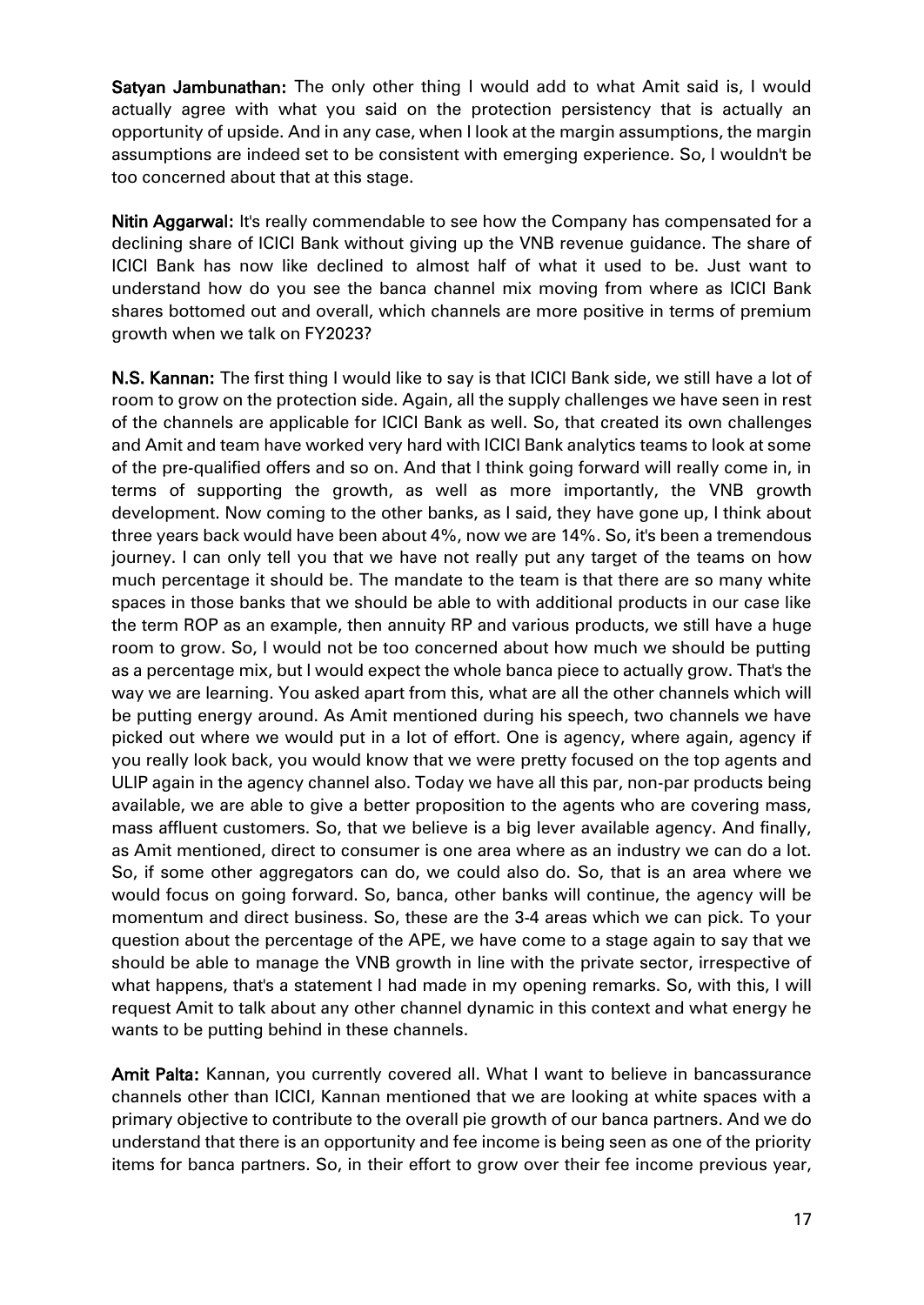**Satyan Jambunathan:** The only other thing I would add to what Amit said is, I would actually agree with what you said on the protection persistency that is actually an opportunity of upside. And in any case, when I look at the margin assumptions, the margin assumptions are indeed set to be consistent with emerging experience. So, I wouldn't be too concerned about that at this stage.

**Nitin Aggarwal:** It's really commendable to see how the Company has compensated for a declining share of ICICI Bank without giving up the VNB revenue guidance. The share of ICICI Bank has now like declined to almost half of what it used to be. Just want to understand how do you see the banca channel mix moving from where as ICICI Bank shares bottomed out and overall, which channels are more positive in terms of premium growth when we talk on FY2023?

**N.S. Kannan:** The first thing I would like to say is that ICICI Bank side, we still have a lot of room to grow on the protection side. Again, all the supply challenges we have seen in rest of the channels are applicable for ICICI Bank as well. So, that created its own challenges and Amit and team have worked very hard with ICICI Bank analytics teams to look at some of the pre-qualified offers and so on. And that I think going forward will really come in, in terms of supporting the growth, as well as more importantly, the VNB growth development. Now coming to the other banks, as I said, they have gone up, I think about three years back would have been about 4%, now we are 14%. So, it's been a tremendous journey. I can only tell you that we have not really put any target of the teams on how much percentage it should be. The mandate to the team is that there are so many white spaces in those banks that we should be able to with additional products in our case like the term ROP as an example, then annuity RP and various products, we still have a huge room to grow. So, I would not be too concerned about how much we should be putting as a percentage mix, but I would expect the whole banca piece to actually grow. That's the way we are learning. You asked apart from this, what are all the other channels which will be putting energy around. As Amit mentioned during his speech, two channels we have picked out where we would put in a lot of effort. One is agency, where again, agency if you really look back, you would know that we were pretty focused on the top agents and ULIP again in the agency channel also. Today we have all this par, non-par products being available, we are able to give a better proposition to the agents who are covering mass, mass affluent customers. So, that we believe is a big lever available agency. And finally, as Amit mentioned, direct to consumer is one area where as an industry we can do a lot. So, if some other aggregators can do, we could also do. So, that is an area where we would focus on going forward. So, banca, other banks will continue, the agency will be momentum and direct business. So, these are the 3-4 areas which we can pick. To your question about the percentage of the APE, we have come to a stage again to say that we should be able to manage the VNB growth in line with the private sector, irrespective of what happens, that's a statement I had made in my opening remarks. So, with this, I will request Amit to talk about any other channel dynamic in this context and what energy he wants to be putting behind in these channels.

**Amit Palta:** Kannan, you currently covered all. What I want to believe in bancassurance channels other than ICICI, Kannan mentioned that we are looking at white spaces with a primary objective to contribute to the overall pie growth of our banca partners. And we do understand that there is an opportunity and fee income is being seen as one of the priority items for banca partners. So, in their effort to grow over their fee income previous year,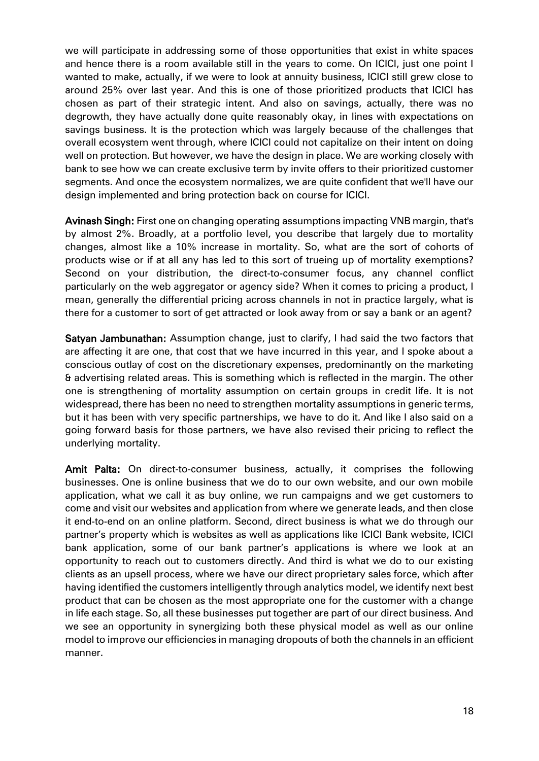we will participate in addressing some of those opportunities that exist in white spaces and hence there is a room available still in the years to come. On ICICI, just one point I wanted to make, actually, if we were to look at annuity business, ICICI still grew close to around 25% over last year. And this is one of those prioritized products that ICICI has chosen as part of their strategic intent. And also on savings, actually, there was no degrowth, they have actually done quite reasonably okay, in lines with expectations on savings business. It is the protection which was largely because of the challenges that overall ecosystem went through, where ICICI could not capitalize on their intent on doing well on protection. But however, we have the design in place. We are working closely with bank to see how we can create exclusive term by invite offers to their prioritized customer segments. And once the ecosystem normalizes, we are quite confident that we'll have our design implemented and bring protection back on course for ICICI.

**Avinash Singh:** First one on changing operating assumptions impacting VNB margin, that's by almost 2%. Broadly, at a portfolio level, you describe that largely due to mortality changes, almost like a 10% increase in mortality. So, what are the sort of cohorts of products wise or if at all any has led to this sort of trueing up of mortality exemptions? Second on your distribution, the direct-to-consumer focus, any channel conflict particularly on the web aggregator or agency side? When it comes to pricing a product, I mean, generally the differential pricing across channels in not in practice largely, what is there for a customer to sort of get attracted or look away from or say a bank or an agent?

**Satyan Jambunathan:** Assumption change, just to clarify, I had said the two factors that are affecting it are one, that cost that we have incurred in this year, and I spoke about a conscious outlay of cost on the discretionary expenses, predominantly on the marketing & advertising related areas. This is something which is reflected in the margin. The other one is strengthening of mortality assumption on certain groups in credit life. It is not widespread, there has been no need to strengthen mortality assumptions in generic terms, but it has been with very specific partnerships, we have to do it. And like I also said on a going forward basis for those partners, we have also revised their pricing to reflect the underlying mortality.

**Amit Palta:** On direct-to-consumer business, actually, it comprises the following businesses. One is online business that we do to our own website, and our own mobile application, what we call it as buy online, we run campaigns and we get customers to come and visit our websites and application from where we generate leads, and then close it end-to-end on an online platform. Second, direct business is what we do through our partner's property which is websites as well as applications like ICICI Bank website, ICICI bank application, some of our bank partner's applications is where we look at an opportunity to reach out to customers directly. And third is what we do to our existing clients as an upsell process, where we have our direct proprietary sales force, which after having identified the customers intelligently through analytics model, we identify next best product that can be chosen as the most appropriate one for the customer with a change in life each stage. So, all these businesses put together are part of our direct business. And we see an opportunity in synergizing both these physical model as well as our online model to improve our efficiencies in managing dropouts of both the channels in an efficient manner.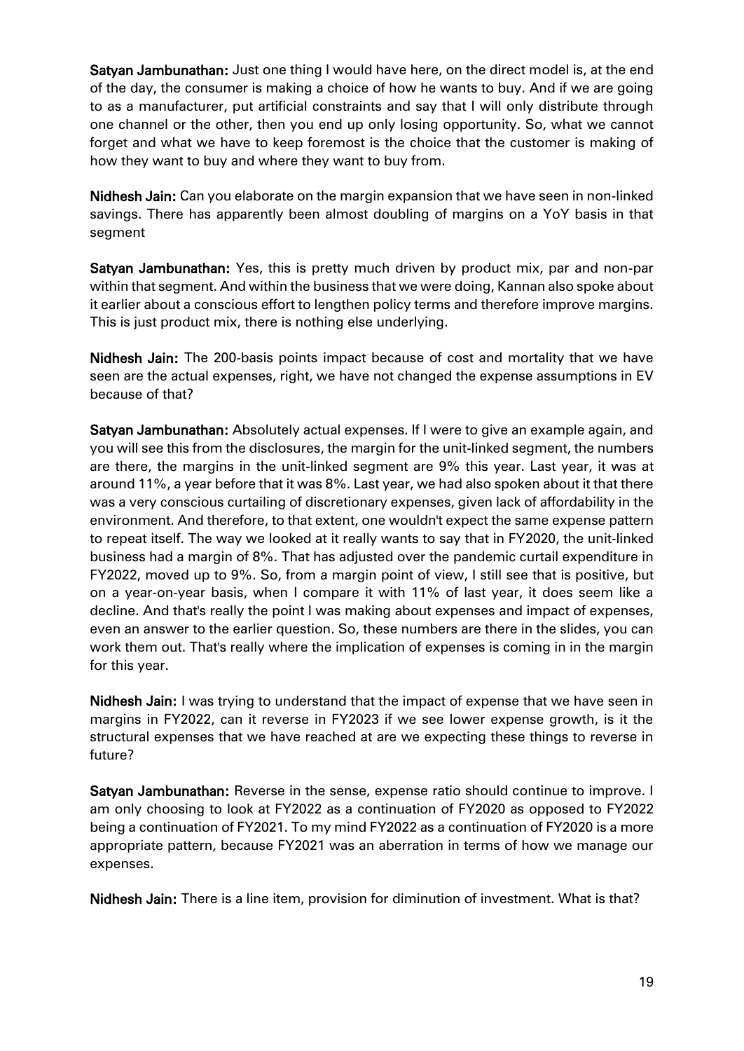**Satyan Jambunathan:** Just one thing I would have here, on the direct model is, at the end of the day, the consumer is making a choice of how he wants to buy. And if we are going to as a manufacturer, put artificial constraints and say that I will only distribute through one channel or the other, then you end up only losing opportunity. So, what we cannot forget and what we have to keep foremost is the choice that the customer is making of how they want to buy and where they want to buy from.

**Nidhesh Jain:** Can you elaborate on the margin expansion that we have seen in non-linked savings. There has apparently been almost doubling of margins on a YoY basis in that segment

**Satyan Jambunathan:** Yes, this is pretty much driven by product mix, par and non-par within that segment. And within the business that we were doing, Kannan also spoke about it earlier about a conscious effort to lengthen policy terms and therefore improve margins. This is just product mix, there is nothing else underlying.

**Nidhesh Jain:** The 200-basis points impact because of cost and mortality that we have seen are the actual expenses, right, we have not changed the expense assumptions in EV because of that?

**Satyan Jambunathan:** Absolutely actual expenses. If I were to give an example again, and you will see this from the disclosures, the margin for the unit-linked segment, the numbers are there, the margins in the unit-linked segment are 9% this year. Last year, it was at around 11%, a year before that it was 8%. Last year, we had also spoken about it that there was a very conscious curtailing of discretionary expenses, given lack of affordability in the environment. And therefore, to that extent, one wouldn't expect the same expense pattern to repeat itself. The way we looked at it really wants to say that in FY2020, the unit-linked business had a margin of 8%. That has adjusted over the pandemic curtail expenditure in FY2022, moved up to 9%. So, from a margin point of view, I still see that is positive, but on a year-on-year basis, when I compare it with 11% of last year, it does seem like a decline. And that's really the point I was making about expenses and impact of expenses, even an answer to the earlier question. So, these numbers are there in the slides, you can work them out. That's really where the implication of expenses is coming in in the margin for this year.

**Nidhesh Jain:** I was trying to understand that the impact of expense that we have seen in margins in FY2022, can it reverse in FY2023 if we see lower expense growth, is it the structural expenses that we have reached at are we expecting these things to reverse in future?

**Satyan Jambunathan:** Reverse in the sense, expense ratio should continue to improve. I am only choosing to look at FY2022 as a continuation of FY2020 as opposed to FY2022 being a continuation of FY2021. To my mind FY2022 as a continuation of FY2020 is a more appropriate pattern, because FY2021 was an aberration in terms of how we manage our expenses.

**Nidhesh Jain:** There is a line item, provision for diminution of investment. What is that?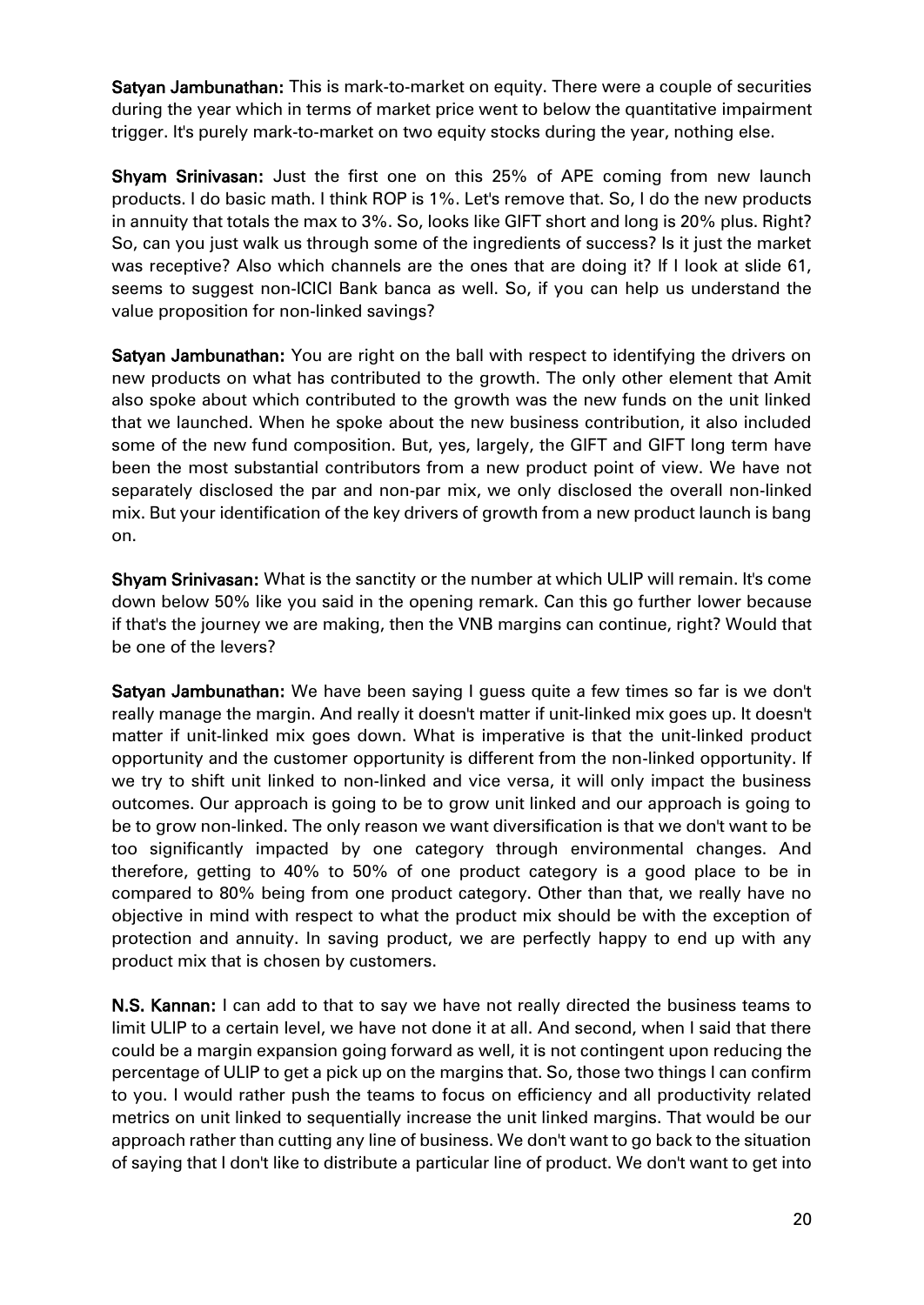**Satyan Jambunathan:** This is mark-to-market on equity. There were a couple of securities during the year which in terms of market price went to below the quantitative impairment trigger. It's purely mark-to-market on two equity stocks during the year, nothing else.

**Shyam Srinivasan:** Just the first one on this 25% of APE coming from new launch products. I do basic math. I think ROP is 1%. Let's remove that. So, I do the new products in annuity that totals the max to 3%. So, looks like GIFT short and long is 20% plus. Right? So, can you just walk us through some of the ingredients of success? Is it just the market was receptive? Also which channels are the ones that are doing it? If I look at slide 61, seems to suggest non-ICICI Bank banca as well. So, if you can help us understand the value proposition for non-linked savings?

**Satyan Jambunathan:** You are right on the ball with respect to identifying the drivers on new products on what has contributed to the growth. The only other element that Amit also spoke about which contributed to the growth was the new funds on the unit linked that we launched. When he spoke about the new business contribution, it also included some of the new fund composition. But, yes, largely, the GIFT and GIFT long term have been the most substantial contributors from a new product point of view. We have not separately disclosed the par and non-par mix, we only disclosed the overall non-linked mix. But your identification of the key drivers of growth from a new product launch is bang on.

**Shyam Srinivasan:** What is the sanctity or the number at which ULIP will remain. It's come down below 50% like you said in the opening remark. Can this go further lower because if that's the journey we are making, then the VNB margins can continue, right? Would that be one of the levers?

**Satyan Jambunathan:** We have been saying I guess quite a few times so far is we don't really manage the margin. And really it doesn't matter if unit-linked mix goes up. It doesn't matter if unit-linked mix goes down. What is imperative is that the unit-linked product opportunity and the customer opportunity is different from the non-linked opportunity. If we try to shift unit linked to non-linked and vice versa, it will only impact the business outcomes. Our approach is going to be to grow unit linked and our approach is going to be to grow non-linked. The only reason we want diversification is that we don't want to be too significantly impacted by one category through environmental changes. And therefore, getting to 40% to 50% of one product category is a good place to be in compared to 80% being from one product category. Other than that, we really have no objective in mind with respect to what the product mix should be with the exception of protection and annuity. In saving product, we are perfectly happy to end up with any product mix that is chosen by customers.

**N.S. Kannan:** I can add to that to say we have not really directed the business teams to limit ULIP to a certain level, we have not done it at all. And second, when I said that there could be a margin expansion going forward as well, it is not contingent upon reducing the percentage of ULIP to get a pick up on the margins that. So, those two things I can confirm to you. I would rather push the teams to focus on efficiency and all productivity related metrics on unit linked to sequentially increase the unit linked margins. That would be our approach rather than cutting any line of business. We don't want to go back to the situation of saying that I don't like to distribute a particular line of product. We don't want to get into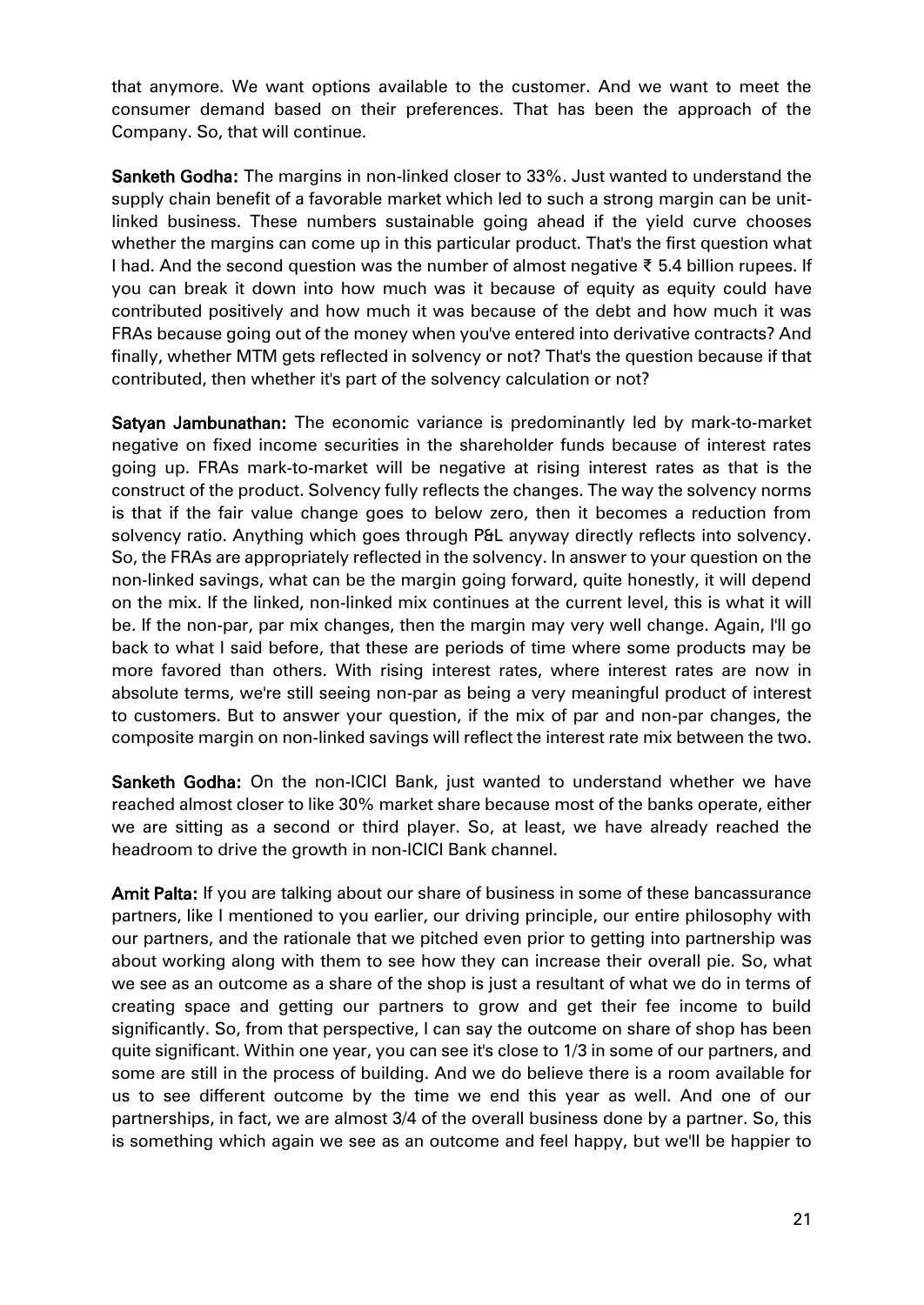that anymore. We want options available to the customer. And we want to meet the consumer demand based on their preferences. That has been the approach of the Company. So, that will continue.

**Sanketh Godha:** The margins in non-linked closer to 33%. Just wanted to understand the supply chain benefit of a favorable market which led to such a strong margin can be unit-linked business. These numbers sustainable going ahead if the yield curve chooses whether the margins can come up in this particular product. That's the first question what I had. And the second question was the number of almost negative ₹ 5.4 billion rupees. If you can break it down into how much was it because of equity as equity could have contributed positively and how much it was because of the debt and how much it was FRAs because going out of the money when you've entered into derivative contracts? And finally, whether MTM gets reflected in solvency or not? That's the question because if that contributed, then whether it's part of the solvency calculation or not?

**Satyan Jambunathan:** The economic variance is predominantly led by mark-to-market negative on fixed income securities in the shareholder funds because of interest rates going up. FRAs mark-to-market will be negative at rising interest rates as that is the construct of the product. Solvency fully reflects the changes. The way the solvency norms is that if the fair value change goes to below zero, then it becomes a reduction from solvency ratio. Anything which goes through P&L anyway directly reflects into solvency. So, the FRAs are appropriately reflected in the solvency. In answer to your question on the non-linked savings, what can be the margin going forward, quite honestly, it will depend on the mix. If the linked, non-linked mix continues at the current level, this is what it will be. If the non-par, par mix changes, then the margin may very well change. Again, I'll go back to what I said before, that these are periods of time where some products may be more favored than others. With rising interest rates, where interest rates are now in absolute terms, we're still seeing non-par as being a very meaningful product of interest to customers. But to answer your question, if the mix of par and non-par changes, the composite margin on non-linked savings will reflect the interest rate mix between the two.

**Sanketh Godha:** On the non-ICICI Bank, just wanted to understand whether we have reached almost closer to like 30% market share because most of the banks operate, either we are sitting as a second or third player. So, at least, we have already reached the headroom to drive the growth in non-ICICI Bank channel.

**Amit Palta:** If you are talking about our share of business in some of these bancassurance partners, like I mentioned to you earlier, our driving principle, our entire philosophy with our partners, and the rationale that we pitched even prior to getting into partnership was about working along with them to see how they can increase their overall pie. So, what we see as an outcome as a share of the shop is just a resultant of what we do in terms of creating space and getting our partners to grow and get their fee income to build significantly. So, from that perspective, I can say the outcome on share of shop has been quite significant. Within one year, you can see it's close to 1/3 in some of our partners, and some are still in the process of building. And we do believe there is a room available for us to see different outcome by the time we end this year as well. And one of our partnerships, in fact, we are almost 3/4 of the overall business done by a partner. So, this is something which again we see as an outcome and feel happy, but we'll be happier to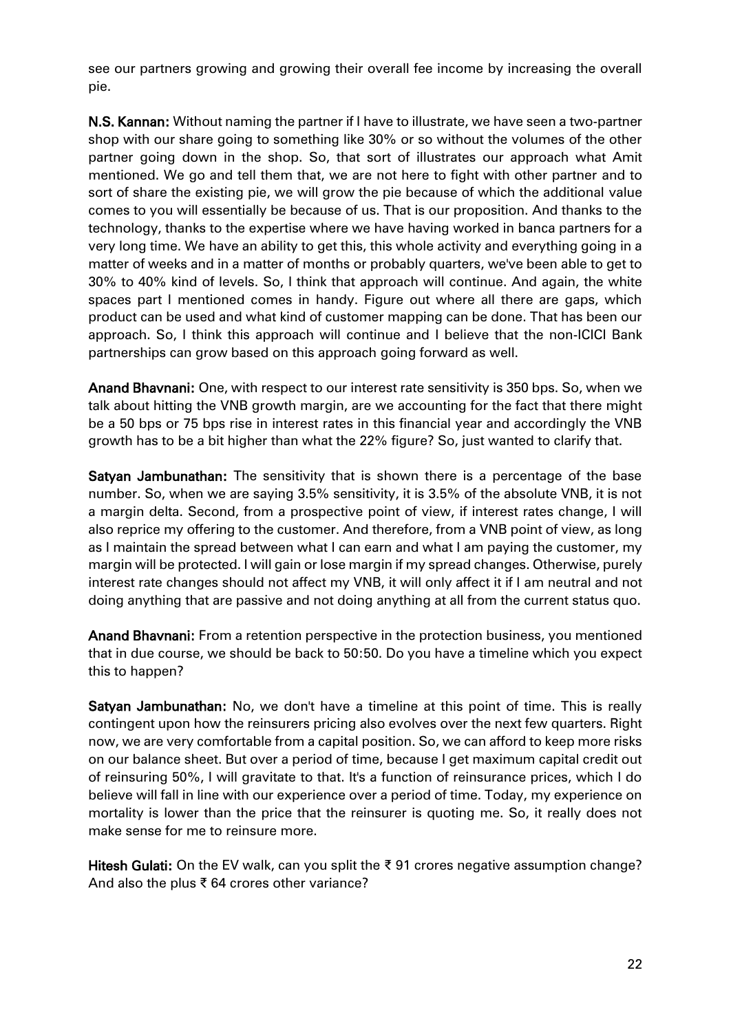see our partners growing and growing their overall fee income by increasing the overall pie.

**N.S. Kannan:** Without naming the partner if I have to illustrate, we have seen a two-partner shop with our share going to something like 30% or so without the volumes of the other partner going down in the shop. So, that sort of illustrates our approach what Amit mentioned. We go and tell them that, we are not here to fight with other partner and to sort of share the existing pie, we will grow the pie because of which the additional value comes to you will essentially be because of us. That is our proposition. And thanks to the technology, thanks to the expertise where we have having worked in banca partners for a very long time. We have an ability to get this, this whole activity and everything going in a matter of weeks and in a matter of months or probably quarters, we've been able to get to 30% to 40% kind of levels. So, I think that approach will continue. And again, the white spaces part I mentioned comes in handy. Figure out where all there are gaps, which product can be used and what kind of customer mapping can be done. That has been our approach. So, I think this approach will continue and I believe that the non-ICICI Bank partnerships can grow based on this approach going forward as well.

**Anand Bhavnani:** One, with respect to our interest rate sensitivity is 350 bps. So, when we talk about hitting the VNB growth margin, are we accounting for the fact that there might be a 50 bps or 75 bps rise in interest rates in this financial year and accordingly the VNB growth has to be a bit higher than what the 22% figure? So, just wanted to clarify that.

**Satyan Jambunathan:** The sensitivity that is shown there is a percentage of the base number. So, when we are saying 3.5% sensitivity, it is 3.5% of the absolute VNB, it is not a margin delta. Second, from a prospective point of view, if interest rates change, I will also reprice my offering to the customer. And therefore, from a VNB point of view, as long as I maintain the spread between what I can earn and what I am paying the customer, my margin will be protected. I will gain or lose margin if my spread changes. Otherwise, purely interest rate changes should not affect my VNB, it will only affect it if I am neutral and not doing anything that are passive and not doing anything at all from the current status quo.

**Anand Bhavnani:** From a retention perspective in the protection business, you mentioned that in due course, we should be back to 50:50. Do you have a timeline which you expect this to happen?

**Satyan Jambunathan:** No, we don't have a timeline at this point of time. This is really contingent upon how the reinsurers pricing also evolves over the next few quarters. Right now, we are very comfortable from a capital position. So, we can afford to keep more risks on our balance sheet. But over a period of time, because I get maximum capital credit out of reinsuring 50%, I will gravitate to that. It's a function of reinsurance prices, which I do believe will fall in line with our experience over a period of time. Today, my experience on mortality is lower than the price that the reinsurer is quoting me. So, it really does not make sense for me to reinsure more.

**Hitesh Gulati:** On the EV walk, can you split the ₹ 91 crores negative assumption change? And also the plus ₹ 64 crores other variance?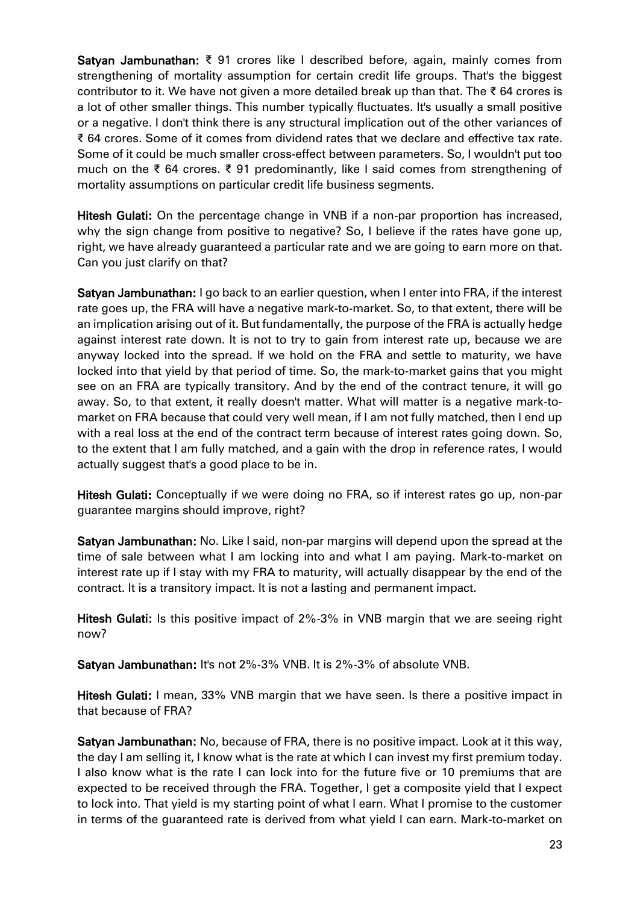**Satyan Jambunathan:** ₹ 91 crores like I described before, again, mainly comes from strengthening of mortality assumption for certain credit life groups. That's the biggest contributor to it. We have not given a more detailed break up than that. The ₹ 64 crores is a lot of other smaller things. This number typically fluctuates. It's usually a small positive or a negative. I don't think there is any structural implication out of the other variances of ₹ 64 crores. Some of it comes from dividend rates that we declare and effective tax rate. Some of it could be much smaller cross-effect between parameters. So, I wouldn't put too much on the ₹ 64 crores. ₹ 91 predominantly, like I said comes from strengthening of mortality assumptions on particular credit life business segments.

**Hitesh Gulati:** On the percentage change in VNB if a non-par proportion has increased, why the sign change from positive to negative? So, I believe if the rates have gone up, right, we have already guaranteed a particular rate and we are going to earn more on that. Can you just clarify on that?

**Satyan Jambunathan:** I go back to an earlier question, when I enter into FRA, if the interest rate goes up, the FRA will have a negative mark-to-market. So, to that extent, there will be an implication arising out of it. But fundamentally, the purpose of the FRA is actually hedge against interest rate down. It is not to try to gain from interest rate up, because we are anyway locked into the spread. If we hold on the FRA and settle to maturity, we have locked into that yield by that period of time. So, the mark-to-market gains that you might see on an FRA are typically transitory. And by the end of the contract tenure, it will go away. So, to that extent, it really doesn't matter. What will matter is a negative mark-to-market on FRA because that could very well mean, if I am not fully matched, then I end up with a real loss at the end of the contract term because of interest rates going down. So, to the extent that I am fully matched, and a gain with the drop in reference rates, I would actually suggest that's a good place to be in.

**Hitesh Gulati:** Conceptually if we were doing no FRA, so if interest rates go up, non-par guarantee margins should improve, right?

**Satyan Jambunathan:** No. Like I said, non-par margins will depend upon the spread at the time of sale between what I am locking into and what I am paying. Mark-to-market on interest rate up if I stay with my FRA to maturity, will actually disappear by the end of the contract. It is a transitory impact. It is not a lasting and permanent impact.

**Hitesh Gulati:** Is this positive impact of 2%-3% in VNB margin that we are seeing right now?

**Satyan Jambunathan:** It's not 2%-3% VNB. It is 2%-3% of absolute VNB.

**Hitesh Gulati:** I mean, 33% VNB margin that we have seen. Is there a positive impact in that because of FRA?

**Satyan Jambunathan:** No, because of FRA, there is no positive impact. Look at it this way, the day I am selling it, I know what is the rate at which I can invest my first premium today. I also know what is the rate I can lock into for the future five or 10 premiums that are expected to be received through the FRA. Together, I get a composite yield that I expect to lock into. That yield is my starting point of what I earn. What I promise to the customer in terms of the guaranteed rate is derived from what yield I can earn. Mark-to-market on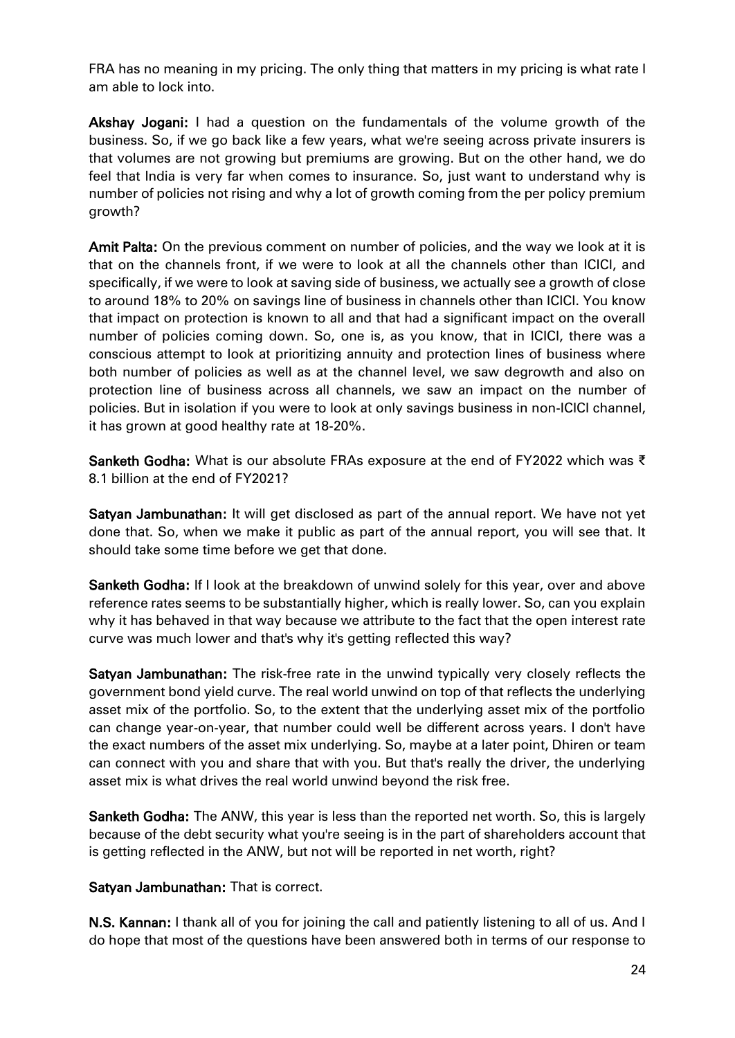FRA has no meaning in my pricing. The only thing that matters in my pricing is what rate I am able to lock into.

**Akshay Jogani:** I had a question on the fundamentals of the volume growth of the business. So, if we go back like a few years, what we're seeing across private insurers is that volumes are not growing but premiums are growing. But on the other hand, we do feel that India is very far when comes to insurance. So, just want to understand why is number of policies not rising and why a lot of growth coming from the per policy premium growth?

**Amit Palta:** On the previous comment on number of policies, and the way we look at it is that on the channels front, if we were to look at all the channels other than ICICI, and specifically, if we were to look at saving side of business, we actually see a growth of close to around 18% to 20% on savings line of business in channels other than ICICI. You know that impact on protection is known to all and that had a significant impact on the overall number of policies coming down. So, one is, as you know, that in ICICI, there was a conscious attempt to look at prioritizing annuity and protection lines of business where both number of policies as well as at the channel level, we saw degrowth and also on protection line of business across all channels, we saw an impact on the number of policies. But in isolation if you were to look at only savings business in non-ICICI channel, it has grown at good healthy rate at 18-20%.

**Sanketh Godha:** What is our absolute FRAs exposure at the end of FY2022 which was ₹ 8.1 billion at the end of FY2021?

**Satyan Jambunathan:** It will get disclosed as part of the annual report. We have not yet done that. So, when we make it public as part of the annual report, you will see that. It should take some time before we get that done.

**Sanketh Godha:** If I look at the breakdown of unwind solely for this year, over and above reference rates seems to be substantially higher, which is really lower. So, can you explain why it has behaved in that way because we attribute to the fact that the open interest rate curve was much lower and that's why it's getting reflected this way?

**Satyan Jambunathan:** The risk-free rate in the unwind typically very closely reflects the government bond yield curve. The real world unwind on top of that reflects the underlying asset mix of the portfolio. So, to the extent that the underlying asset mix of the portfolio can change year-on-year, that number could well be different across years. I don't have the exact numbers of the asset mix underlying. So, maybe at a later point, Dhiren or team can connect with you and share that with you. But that's really the driver, the underlying asset mix is what drives the real world unwind beyond the risk free.

**Sanketh Godha:** The ANW, this year is less than the reported net worth. So, this is largely because of the debt security what you're seeing is in the part of shareholders account that is getting reflected in the ANW, but not will be reported in net worth, right?

**Satyan Jambunathan:** That is correct.

**N.S. Kannan:** I thank all of you for joining the call and patiently listening to all of us. And I do hope that most of the questions have been answered both in terms of our response to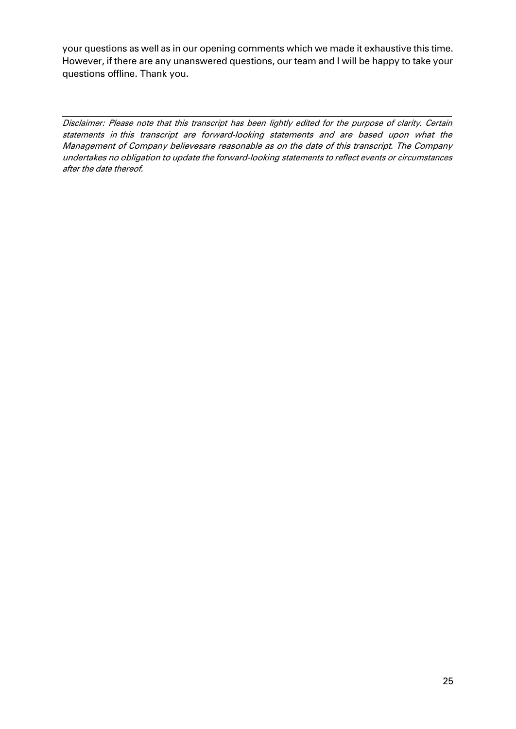your questions as well as in our opening comments which we made it exhaustive this time. However, if there are any unanswered questions, our team and I will be happy to take your questions offline. Thank you.

---

*Disclaimer: Please note that this transcript has been lightly edited for the purpose of clarity. Certain statements in this transcript are forward-looking statements and are based upon what the Management of Company believesare reasonable as on the date of this transcript. The Company undertakes no obligation to update the forward-looking statements to reflect events or circumstances after the date thereof.*